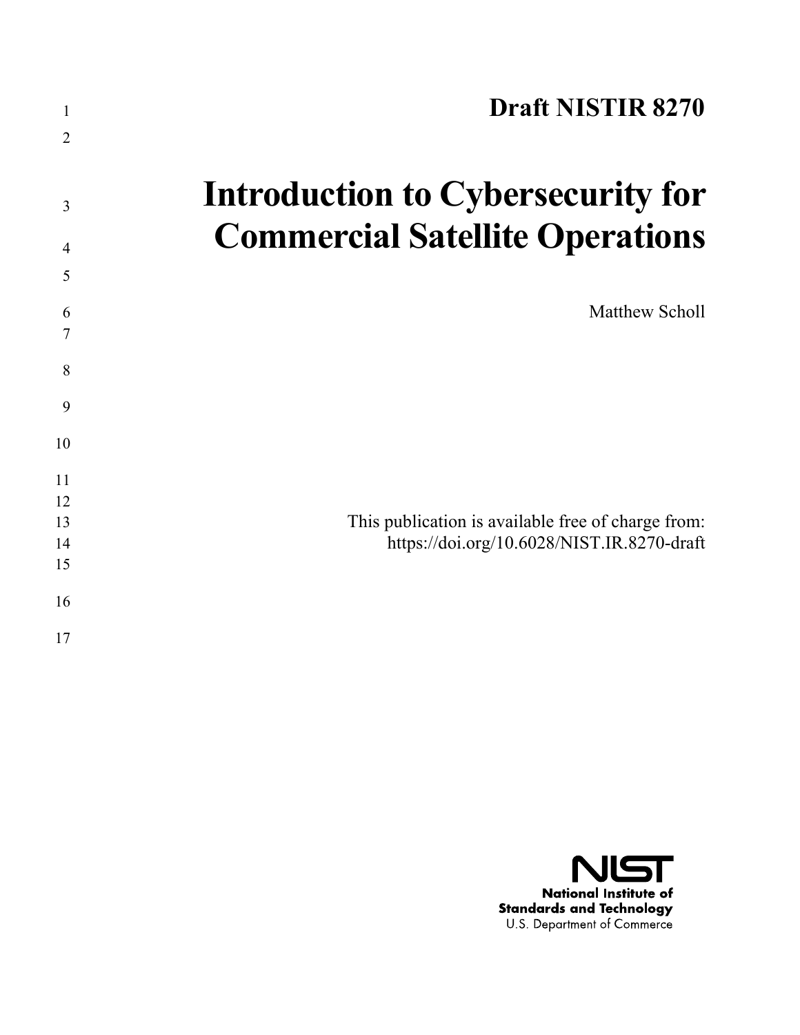**Draft NISTIR 8270**

# Introduction to Cybersecurity for Commercial Satellite Operations

Matthew Scholl

This publication is available free of charge from:
https://doi.org/10.6028/NIST.IR.8270-draft

**National Institute of Standards and Technology**
U.S. Department of Commerce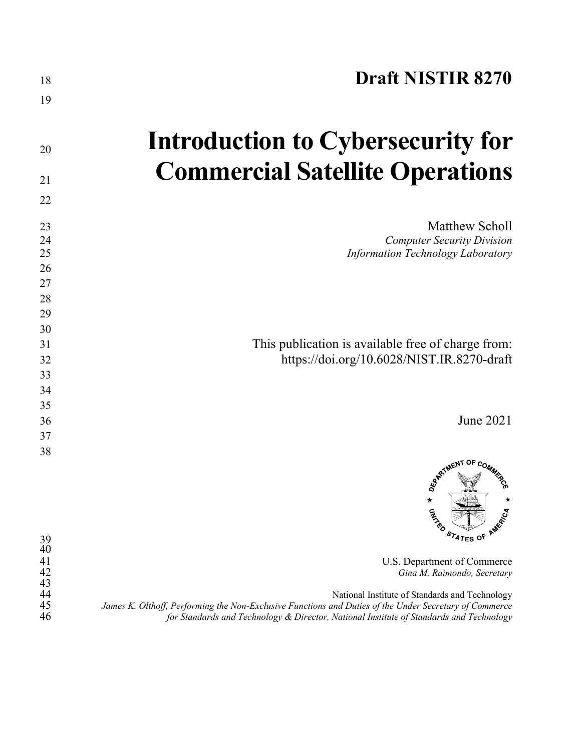# Draft NISTIR 8270

# Introduction to Cybersecurity for Commercial Satellite Operations

Matthew Scholl
*Computer Security Division*
*Information Technology Laboratory*

This publication is available free of charge from:
https://doi.org/10.6028/NIST.IR.8270-draft

June 2021

U.S. Department of Commerce
*Gina M. Raimondo, Secretary*

National Institute of Standards and Technology
*James K. Olthoff, Performing the Non-Exclusive Functions and Duties of the Under Secretary of Commerce for Standards and Technology & Director, National Institute of Standards and Technology*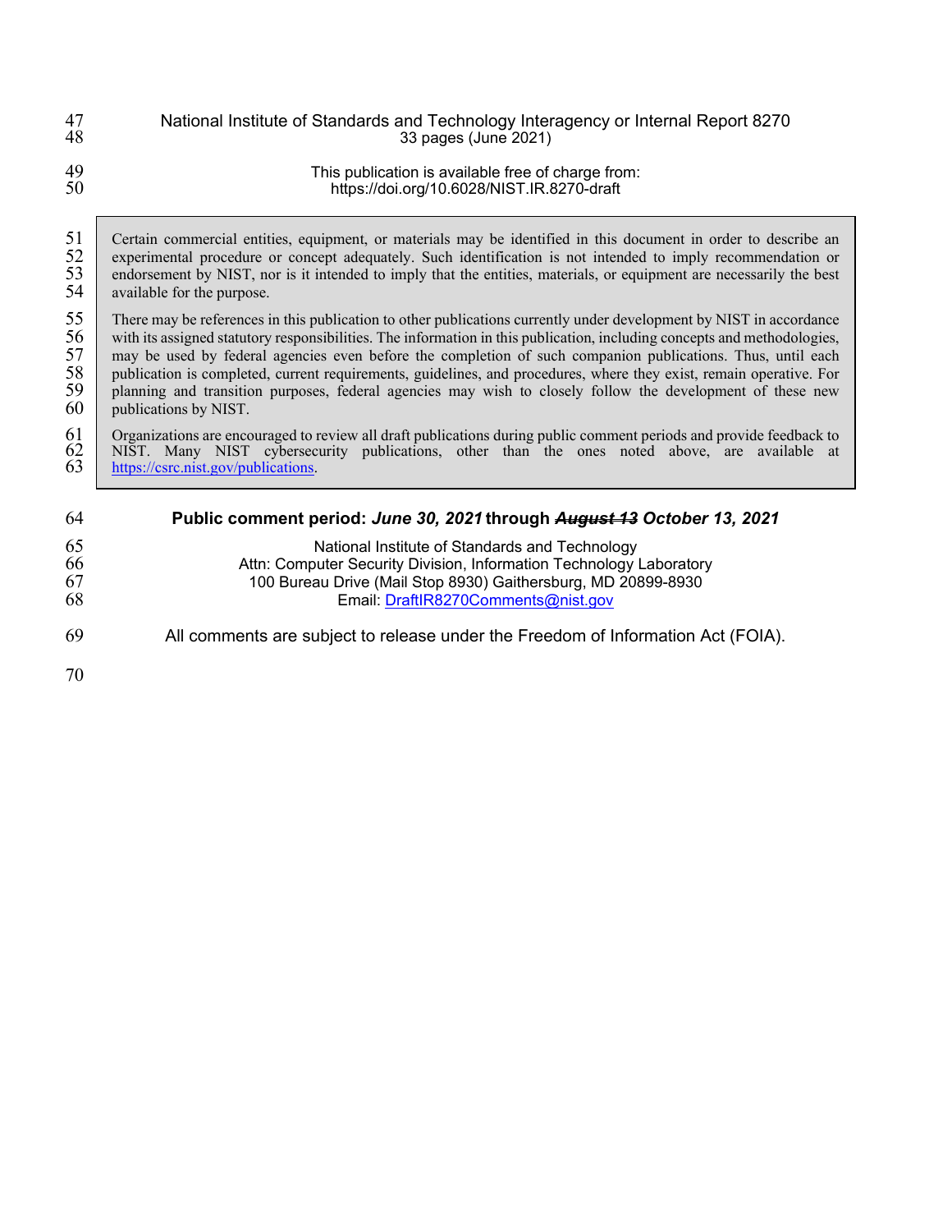National Institute of Standards and Technology Interagency or Internal Report 8270
33 pages (June 2021)

This publication is available free of charge from:
https://doi.org/10.6028/NIST.IR.8270-draft

> Certain commercial entities, equipment, or materials may be identified in this document in order to describe an experimental procedure or concept adequately. Such identification is not intended to imply recommendation or endorsement by NIST, nor is it intended to imply that the entities, materials, or equipment are necessarily the best available for the purpose.
>
> There may be references in this publication to other publications currently under development by NIST in accordance with its assigned statutory responsibilities. The information in this publication, including concepts and methodologies, may be used by federal agencies even before the completion of such companion publications. Thus, until each publication is completed, current requirements, guidelines, and procedures, where they exist, remain operative. For planning and transition purposes, federal agencies may wish to closely follow the development of these new publications by NIST.
>
> Organizations are encouraged to review all draft publications during public comment periods and provide feedback to NIST. Many NIST cybersecurity publications, other than the ones noted above, are available at [https://csrc.nist.gov/publications](https://csrc.nist.gov/publications).

**Public comment period: *June 30, 2021* through *~~August 13~~ October 13, 2021***

National Institute of Standards and Technology
Attn: Computer Security Division, Information Technology Laboratory
100 Bureau Drive (Mail Stop 8930) Gaithersburg, MD 20899-8930
Email: DraftIR8270Comments@nist.gov

All comments are subject to release under the Freedom of Information Act (FOIA).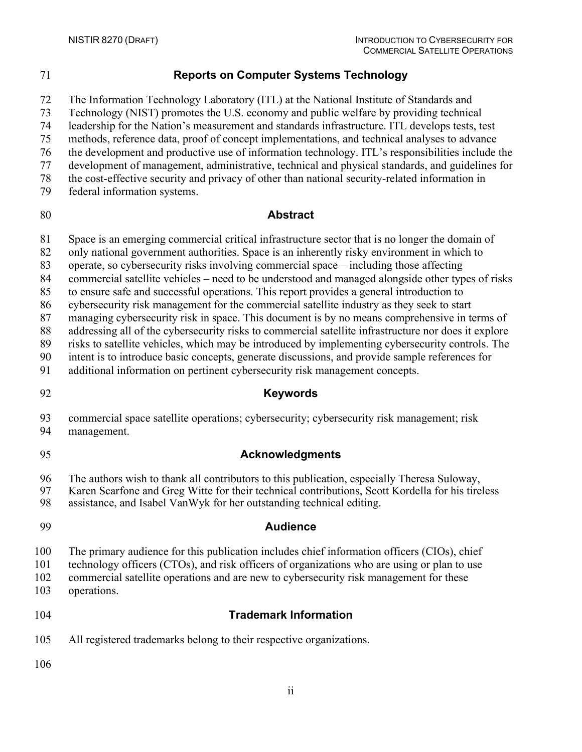## Reports on Computer Systems Technology

The Information Technology Laboratory (ITL) at the National Institute of Standards and Technology (NIST) promotes the U.S. economy and public welfare by providing technical leadership for the Nation's measurement and standards infrastructure. ITL develops tests, test methods, reference data, proof of concept implementations, and technical analyses to advance the development and productive use of information technology. ITL's responsibilities include the development of management, administrative, technical and physical standards, and guidelines for the cost-effective security and privacy of other than national security-related information in federal information systems.

## Abstract

Space is an emerging commercial critical infrastructure sector that is no longer the domain of only national government authorities. Space is an inherently risky environment in which to operate, so cybersecurity risks involving commercial space – including those affecting commercial satellite vehicles – need to be understood and managed alongside other types of risks to ensure safe and successful operations. This report provides a general introduction to cybersecurity risk management for the commercial satellite industry as they seek to start managing cybersecurity risk in space. This document is by no means comprehensive in terms of addressing all of the cybersecurity risks to commercial satellite infrastructure nor does it explore risks to satellite vehicles, which may be introduced by implementing cybersecurity controls. The intent is to introduce basic concepts, generate discussions, and provide sample references for additional information on pertinent cybersecurity risk management concepts.

## Keywords

commercial space satellite operations; cybersecurity; cybersecurity risk management; risk management.

## Acknowledgments

The authors wish to thank all contributors to this publication, especially Theresa Suloway, Karen Scarfone and Greg Witte for their technical contributions, Scott Kordella for his tireless assistance, and Isabel VanWyk for her outstanding technical editing.

## Audience

The primary audience for this publication includes chief information officers (CIOs), chief technology officers (CTOs), and risk officers of organizations who are using or plan to use commercial satellite operations and are new to cybersecurity risk management for these operations.

## Trademark Information

All registered trademarks belong to their respective organizations.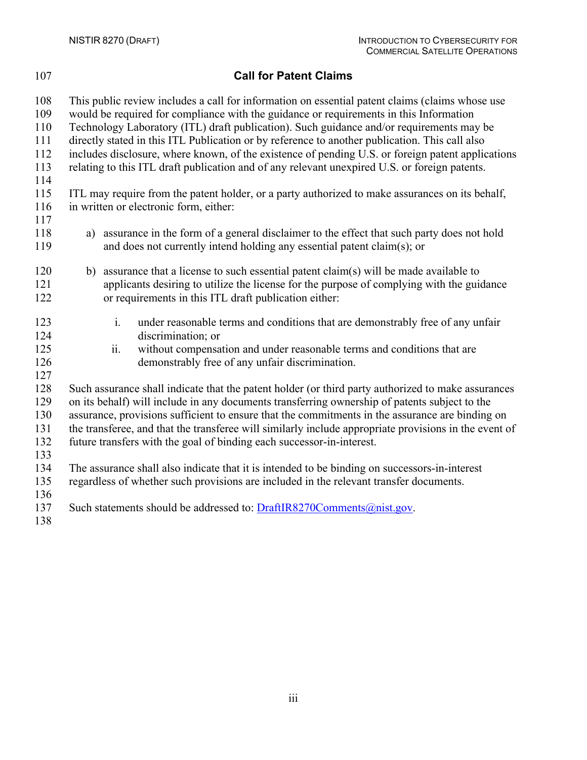## Call for Patent Claims

This public review includes a call for information on essential patent claims (claims whose use would be required for compliance with the guidance or requirements in this Information Technology Laboratory (ITL) draft publication). Such guidance and/or requirements may be directly stated in this ITL Publication or by reference to another publication. This call also includes disclosure, where known, of the existence of pending U.S. or foreign patent applications relating to this ITL draft publication and of any relevant unexpired U.S. or foreign patents.

ITL may require from the patent holder, or a party authorized to make assurances on its behalf, in written or electronic form, either:

a) assurance in the form of a general disclaimer to the effect that such party does not hold and does not currently intend holding any essential patent claim(s); or

b) assurance that a license to such essential patent claim(s) will be made available to applicants desiring to utilize the license for the purpose of complying with the guidance or requirements in this ITL draft publication either:

   i. under reasonable terms and conditions that are demonstrably free of any unfair discrimination; or
   ii. without compensation and under reasonable terms and conditions that are demonstrably free of any unfair discrimination.

Such assurance shall indicate that the patent holder (or third party authorized to make assurances on its behalf) will include in any documents transferring ownership of patents subject to the assurance, provisions sufficient to ensure that the commitments in the assurance are binding on the transferee, and that the transferee will similarly include appropriate provisions in the event of future transfers with the goal of binding each successor-in-interest.

The assurance shall also indicate that it is intended to be binding on successors-in-interest regardless of whether such provisions are included in the relevant transfer documents.

Such statements should be addressed to: DraftIR8270Comments@nist.gov.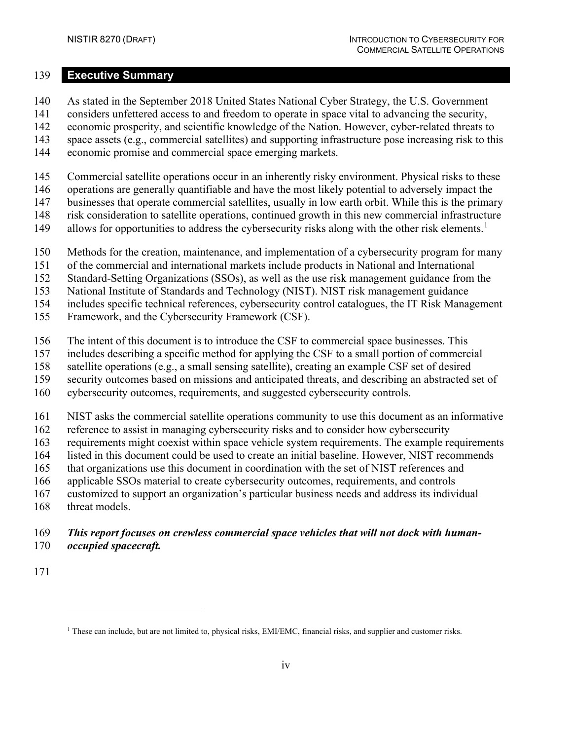## Executive Summary

As stated in the September 2018 United States National Cyber Strategy, the U.S. Government considers unfettered access to and freedom to operate in space vital to advancing the security, economic prosperity, and scientific knowledge of the Nation. However, cyber-related threats to space assets (e.g., commercial satellites) and supporting infrastructure pose increasing risk to this economic promise and commercial space emerging markets.

Commercial satellite operations occur in an inherently risky environment. Physical risks to these operations are generally quantifiable and have the most likely potential to adversely impact the businesses that operate commercial satellites, usually in low earth orbit. While this is the primary risk consideration to satellite operations, continued growth in this new commercial infrastructure allows for opportunities to address the cybersecurity risks along with the other risk elements.[1]

Methods for the creation, maintenance, and implementation of a cybersecurity program for many of the commercial and international markets include products in National and International Standard-Setting Organizations (SSOs), as well as the use risk management guidance from the National Institute of Standards and Technology (NIST). NIST risk management guidance includes specific technical references, cybersecurity control catalogues, the IT Risk Management Framework, and the Cybersecurity Framework (CSF).

The intent of this document is to introduce the CSF to commercial space businesses. This includes describing a specific method for applying the CSF to a small portion of commercial satellite operations (e.g., a small sensing satellite), creating an example CSF set of desired security outcomes based on missions and anticipated threats, and describing an abstracted set of cybersecurity outcomes, requirements, and suggested cybersecurity controls.

NIST asks the commercial satellite operations community to use this document as an informative reference to assist in managing cybersecurity risks and to consider how cybersecurity requirements might coexist within space vehicle system requirements. The example requirements listed in this document could be used to create an initial baseline. However, NIST recommends that organizations use this document in coordination with the set of NIST references and applicable SSOs material to create cybersecurity outcomes, requirements, and controls customized to support an organization's particular business needs and address its individual threat models.

***This report focuses on crewless commercial space vehicles that will not dock with human-occupied spacecraft.***

---

[1] These can include, but are not limited to, physical risks, EMI/EMC, financial risks, and supplier and customer risks.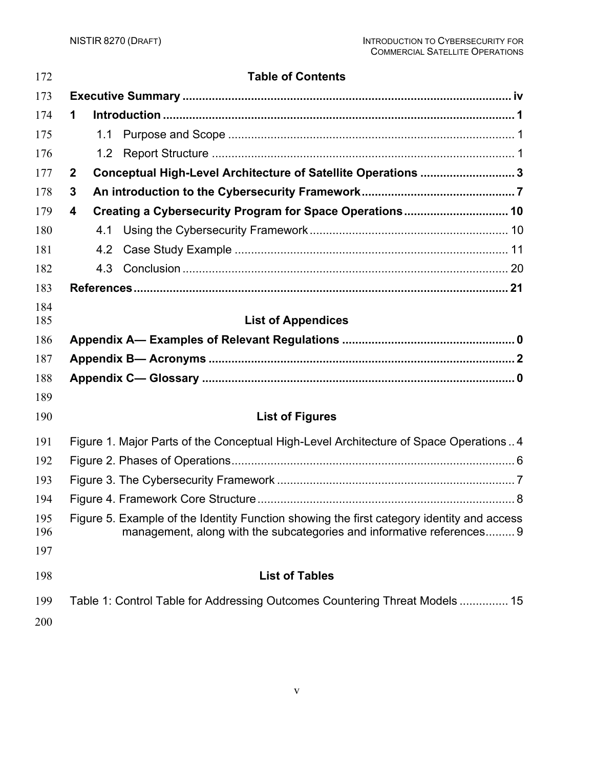## Table of Contents

**Executive Summary** ..................................................................................................... **iv**

**1 Introduction** ........................................................................................................... **1**

1.1 Purpose and Scope ........................................................................................ 1

1.2 Report Structure .............................................................................................. 1

**2 Conceptual High-Level Architecture of Satellite Operations** ............................. **3**

**3 An introduction to the Cybersecurity Framework** ............................................... **7**

**4 Creating a Cybersecurity Program for Space Operations** ................................ **10**

4.1 Using the Cybersecurity Framework ............................................................ 10

4.2 Case Study Example .................................................................................... 11

4.3 Conclusion .................................................................................................... 20

**References** .................................................................................................................. **21**

## List of Appendices

**Appendix A— Examples of Relevant Regulations** ..................................................... **0**

**Appendix B— Acronyms** ............................................................................................. **2**

**Appendix C— Glossary** ............................................................................................... **0**

## List of Figures

Figure 1. Major Parts of the Conceptual High-Level Architecture of Space Operations .. 4

Figure 2. Phases of Operations ....................................................................................... 6

Figure 3. The Cybersecurity Framework ......................................................................... 7

Figure 4. Framework Core Structure ............................................................................... 8

Figure 5. Example of the Identity Function showing the first category identity and access management, along with the subcategories and informative references ......... 9

## List of Tables

Table 1: Control Table for Addressing Outcomes Countering Threat Models ............... 15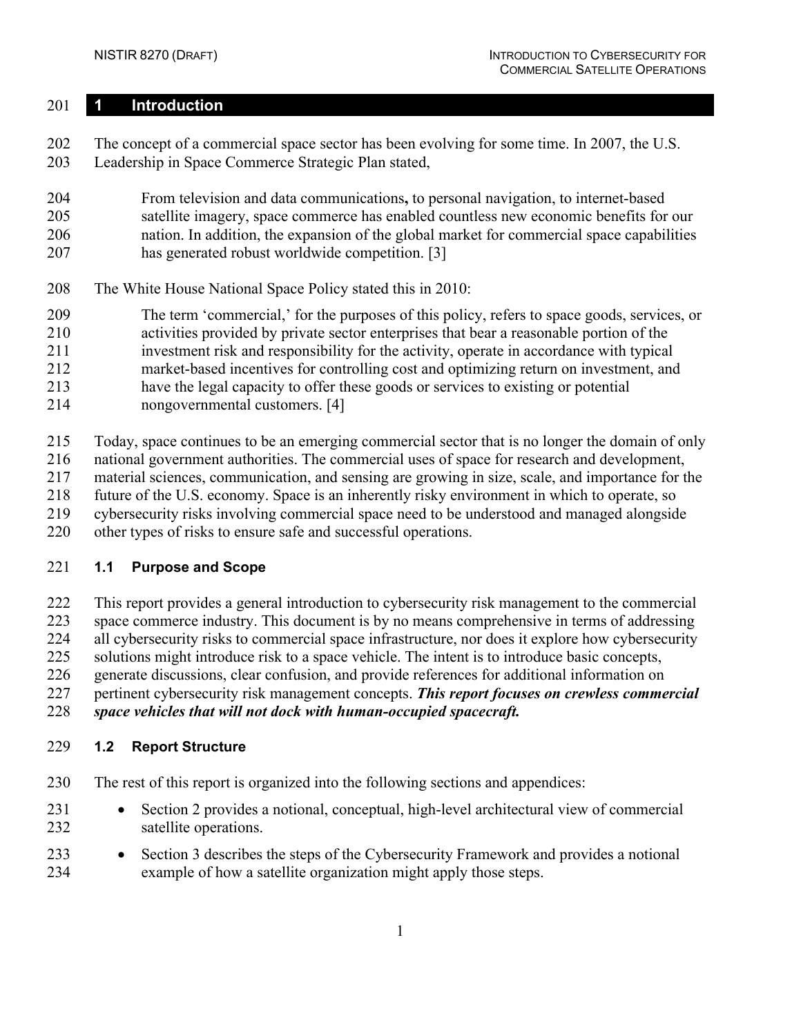# 1 Introduction

The concept of a commercial space sector has been evolving for some time. In 2007, the U.S. Leadership in Space Commerce Strategic Plan stated,

> From television and data communications**,** to personal navigation, to internet-based satellite imagery, space commerce has enabled countless new economic benefits for our nation. In addition, the expansion of the global market for commercial space capabilities has generated robust worldwide competition. [3]

The White House National Space Policy stated this in 2010:

> The term 'commercial,' for the purposes of this policy, refers to space goods, services, or activities provided by private sector enterprises that bear a reasonable portion of the investment risk and responsibility for the activity, operate in accordance with typical market-based incentives for controlling cost and optimizing return on investment, and have the legal capacity to offer these goods or services to existing or potential nongovernmental customers. [4]

Today, space continues to be an emerging commercial sector that is no longer the domain of only national government authorities. The commercial uses of space for research and development, material sciences, communication, and sensing are growing in size, scale, and importance for the future of the U.S. economy. Space is an inherently risky environment in which to operate, so cybersecurity risks involving commercial space need to be understood and managed alongside other types of risks to ensure safe and successful operations.

## 1.1 Purpose and Scope

This report provides a general introduction to cybersecurity risk management to the commercial space commerce industry. This document is by no means comprehensive in terms of addressing all cybersecurity risks to commercial space infrastructure, nor does it explore how cybersecurity solutions might introduce risk to a space vehicle. The intent is to introduce basic concepts, generate discussions, clear confusion, and provide references for additional information on pertinent cybersecurity risk management concepts. ***This report focuses on crewless commercial space vehicles that will not dock with human-occupied spacecraft.***

## 1.2 Report Structure

The rest of this report is organized into the following sections and appendices:

- Section 2 provides a notional, conceptual, high-level architectural view of commercial satellite operations.
- Section 3 describes the steps of the Cybersecurity Framework and provides a notional example of how a satellite organization might apply those steps.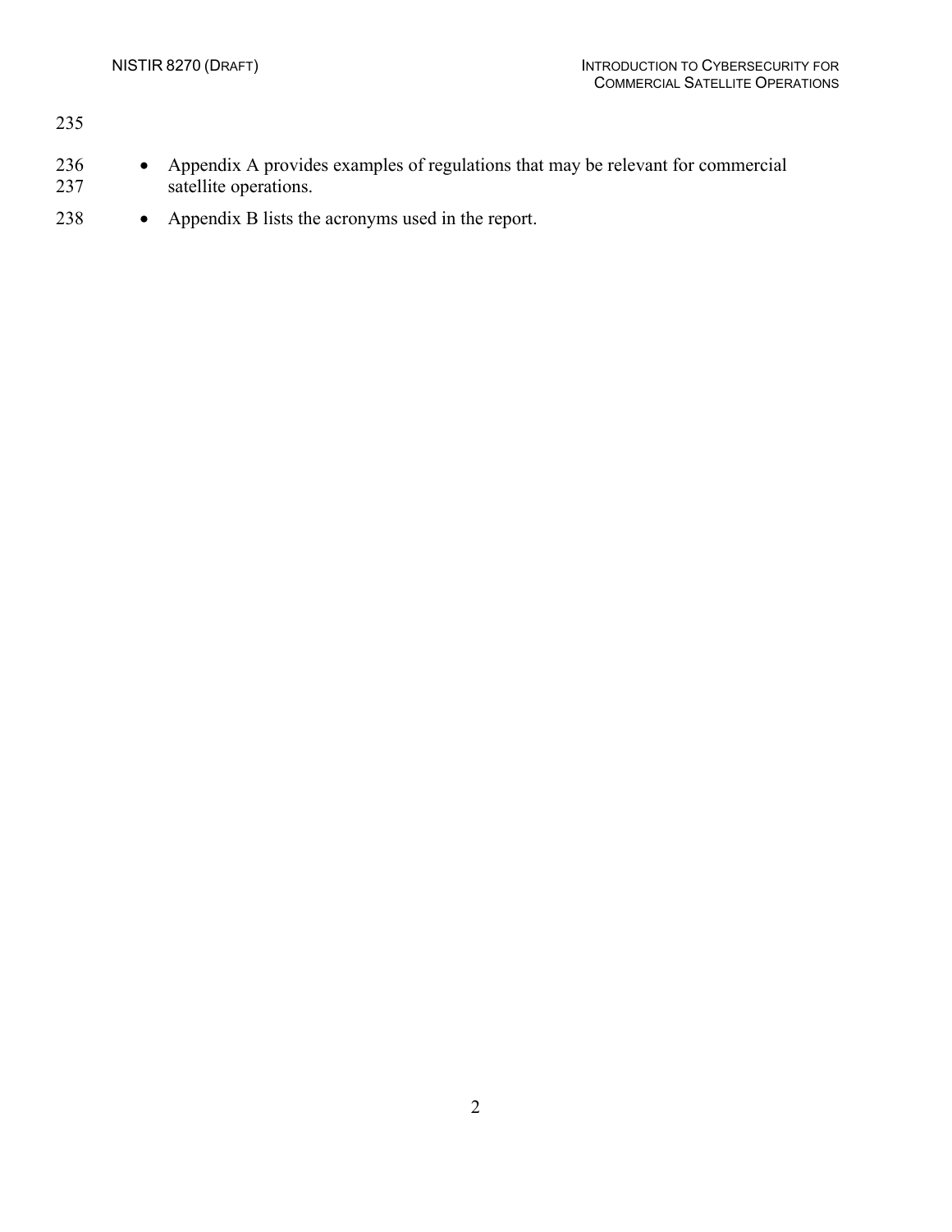- Appendix A provides examples of regulations that may be relevant for commercial satellite operations.
- Appendix B lists the acronyms used in the report.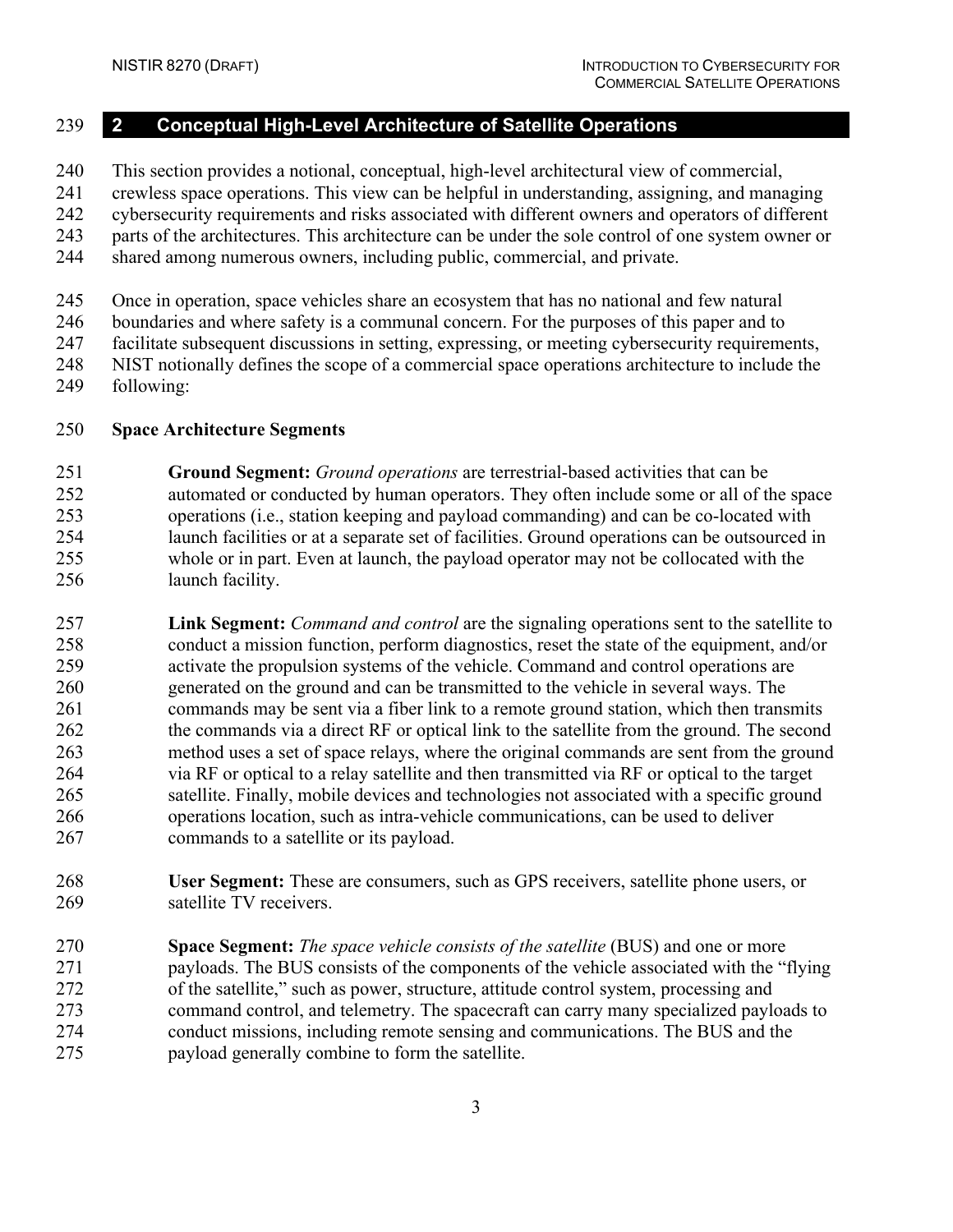## 2 Conceptual High-Level Architecture of Satellite Operations

This section provides a notional, conceptual, high-level architectural view of commercial, crewless space operations. This view can be helpful in understanding, assigning, and managing cybersecurity requirements and risks associated with different owners and operators of different parts of the architectures. This architecture can be under the sole control of one system owner or shared among numerous owners, including public, commercial, and private.

Once in operation, space vehicles share an ecosystem that has no national and few natural boundaries and where safety is a communal concern. For the purposes of this paper and to facilitate subsequent discussions in setting, expressing, or meeting cybersecurity requirements, NIST notionally defines the scope of a commercial space operations architecture to include the following:

**Space Architecture Segments**

**Ground Segment:** *Ground operations* are terrestrial-based activities that can be automated or conducted by human operators. They often include some or all of the space operations (i.e., station keeping and payload commanding) and can be co-located with launch facilities or at a separate set of facilities. Ground operations can be outsourced in whole or in part. Even at launch, the payload operator may not be collocated with the launch facility.

**Link Segment:** *Command and control* are the signaling operations sent to the satellite to conduct a mission function, perform diagnostics, reset the state of the equipment, and/or activate the propulsion systems of the vehicle. Command and control operations are generated on the ground and can be transmitted to the vehicle in several ways. The commands may be sent via a fiber link to a remote ground station, which then transmits the commands via a direct RF or optical link to the satellite from the ground. The second method uses a set of space relays, where the original commands are sent from the ground via RF or optical to a relay satellite and then transmitted via RF or optical to the target satellite. Finally, mobile devices and technologies not associated with a specific ground operations location, such as intra-vehicle communications, can be used to deliver commands to a satellite or its payload.

**User Segment:** These are consumers, such as GPS receivers, satellite phone users, or satellite TV receivers.

**Space Segment:** *The space vehicle consists of the satellite* (BUS) and one or more payloads. The BUS consists of the components of the vehicle associated with the "flying of the satellite," such as power, structure, attitude control system, processing and command control, and telemetry. The spacecraft can carry many specialized payloads to conduct missions, including remote sensing and communications. The BUS and the payload generally combine to form the satellite.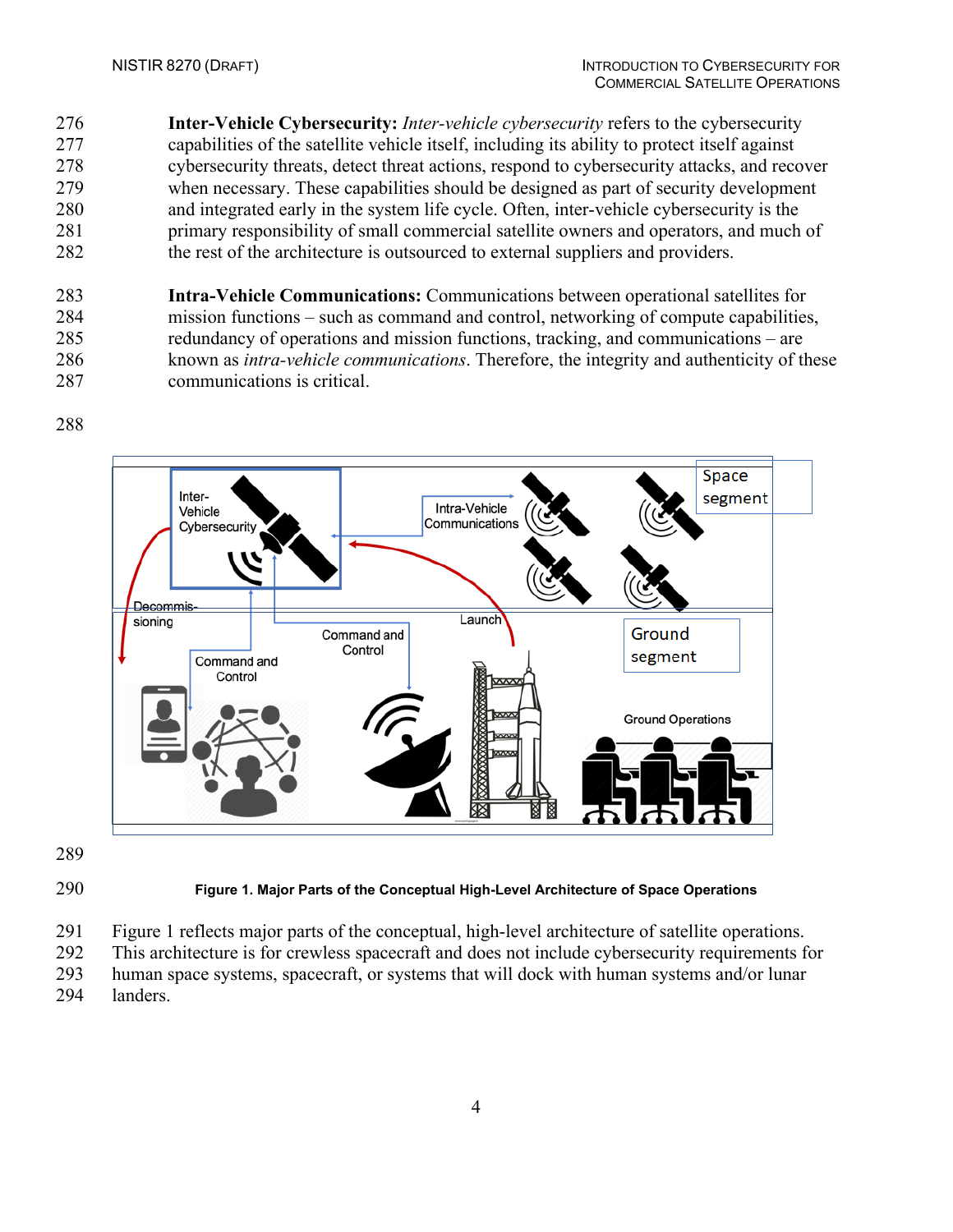**Inter-Vehicle Cybersecurity:** *Inter-vehicle cybersecurity* refers to the cybersecurity capabilities of the satellite vehicle itself, including its ability to protect itself against cybersecurity threats, detect threat actions, respond to cybersecurity attacks, and recover when necessary. These capabilities should be designed as part of security development and integrated early in the system life cycle. Often, inter-vehicle cybersecurity is the primary responsibility of small commercial satellite owners and operators, and much of the rest of the architecture is outsourced to external suppliers and providers.

**Intra-Vehicle Communications:** Communications between operational satellites for mission functions – such as command and control, networking of compute capabilities, redundancy of operations and mission functions, tracking, and communications – are known as *intra-vehicle communications*. Therefore, the integrity and authenticity of these communications is critical.

**Figure 1. Major Parts of the Conceptual High-Level Architecture of Space Operations**

Figure 1 reflects major parts of the conceptual, high-level architecture of satellite operations. This architecture is for crewless spacecraft and does not include cybersecurity requirements for human space systems, spacecraft, or systems that will dock with human systems and/or lunar landers.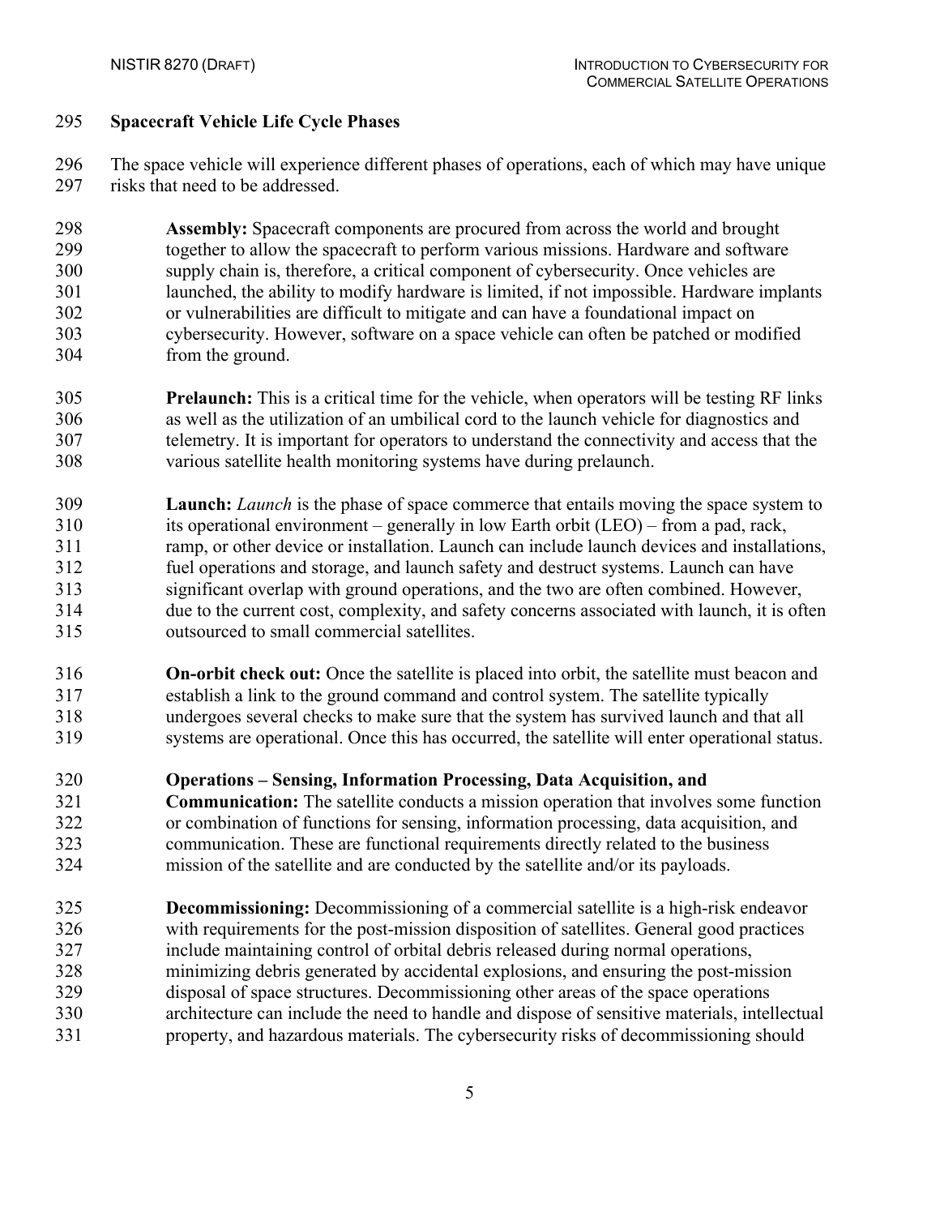## Spacecraft Vehicle Life Cycle Phases

The space vehicle will experience different phases of operations, each of which may have unique risks that need to be addressed.

**Assembly:** Spacecraft components are procured from across the world and brought together to allow the spacecraft to perform various missions. Hardware and software supply chain is, therefore, a critical component of cybersecurity. Once vehicles are launched, the ability to modify hardware is limited, if not impossible. Hardware implants or vulnerabilities are difficult to mitigate and can have a foundational impact on cybersecurity. However, software on a space vehicle can often be patched or modified from the ground.

**Prelaunch:** This is a critical time for the vehicle, when operators will be testing RF links as well as the utilization of an umbilical cord to the launch vehicle for diagnostics and telemetry. It is important for operators to understand the connectivity and access that the various satellite health monitoring systems have during prelaunch.

**Launch:** *Launch* is the phase of space commerce that entails moving the space system to its operational environment – generally in low Earth orbit (LEO) – from a pad, rack, ramp, or other device or installation. Launch can include launch devices and installations, fuel operations and storage, and launch safety and destruct systems. Launch can have significant overlap with ground operations, and the two are often combined. However, due to the current cost, complexity, and safety concerns associated with launch, it is often outsourced to small commercial satellites.

**On-orbit check out:** Once the satellite is placed into orbit, the satellite must beacon and establish a link to the ground command and control system. The satellite typically undergoes several checks to make sure that the system has survived launch and that all systems are operational. Once this has occurred, the satellite will enter operational status.

**Operations – Sensing, Information Processing, Data Acquisition, and Communication:** The satellite conducts a mission operation that involves some function or combination of functions for sensing, information processing, data acquisition, and communication. These are functional requirements directly related to the business mission of the satellite and are conducted by the satellite and/or its payloads.

**Decommissioning:** Decommissioning of a commercial satellite is a high-risk endeavor with requirements for the post-mission disposition of satellites. General good practices include maintaining control of orbital debris released during normal operations, minimizing debris generated by accidental explosions, and ensuring the post-mission disposal of space structures. Decommissioning other areas of the space operations architecture can include the need to handle and dispose of sensitive materials, intellectual property, and hazardous materials. The cybersecurity risks of decommissioning should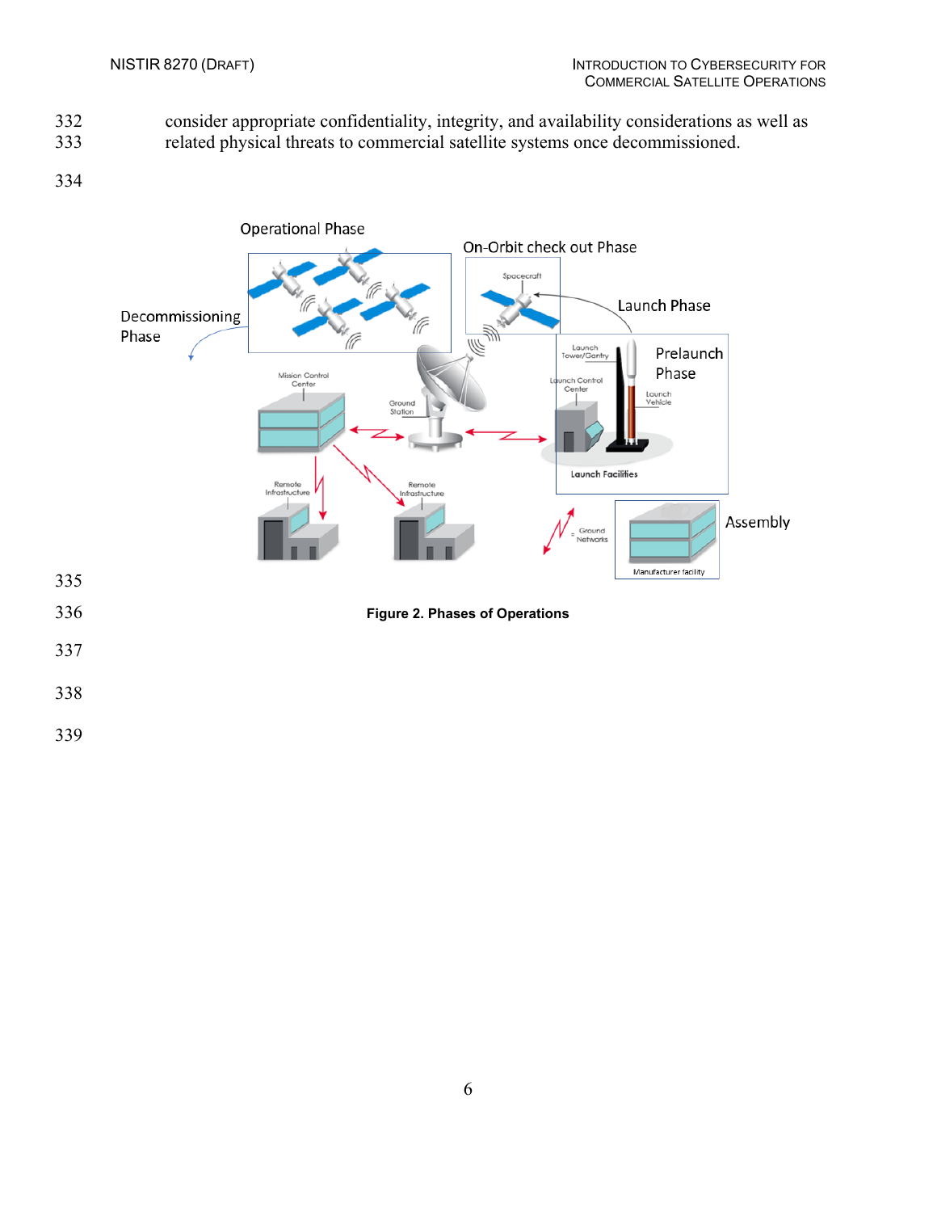consider appropriate confidentiality, integrity, and availability considerations as well as related physical threats to commercial satellite systems once decommissioned.

**Figure 2. Phases of Operations**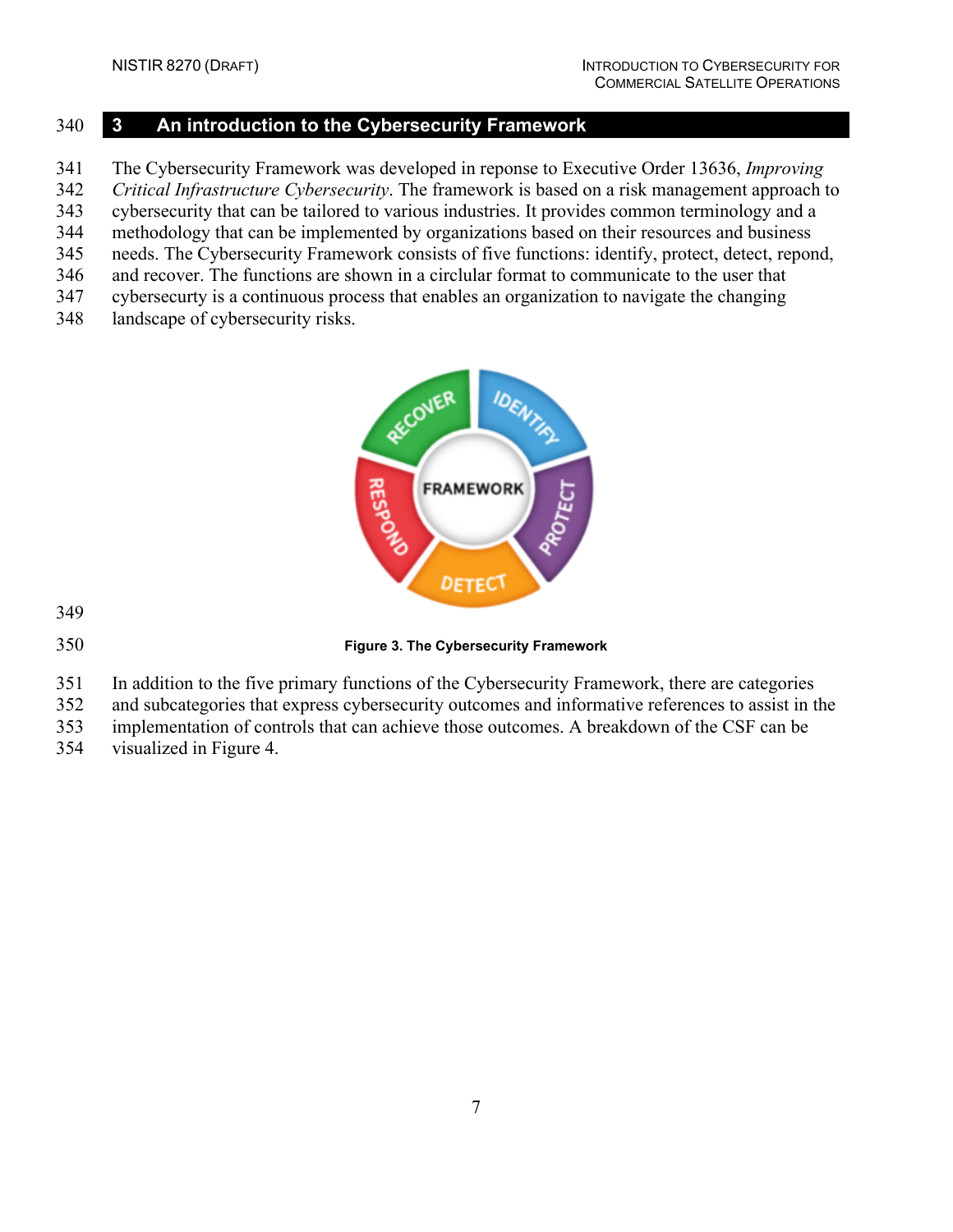# 3 An introduction to the Cybersecurity Framework

The Cybersecurity Framework was developed in reponse to Executive Order 13636, *Improving Critical Infrastructure Cybersecurity*. The framework is based on a risk management approach to cybersecurity that can be tailored to various industries. It provides common terminology and a methodology that can be implemented by organizations based on their resources and business needs. The Cybersecurity Framework consists of five functions: identify, protect, detect, repond, and recover. The functions are shown in a circular format to communicate to the user that cybersecurty is a continuous process that enables an organization to navigate the changing landscape of cybersecurity risks.

**Figure 3. The Cybersecurity Framework**

In addition to the five primary functions of the Cybersecurity Framework, there are categories and subcategories that express cybersecurity outcomes and informative references to assist in the implementation of controls that can achieve those outcomes. A breakdown of the CSF can be visualized in Figure 4.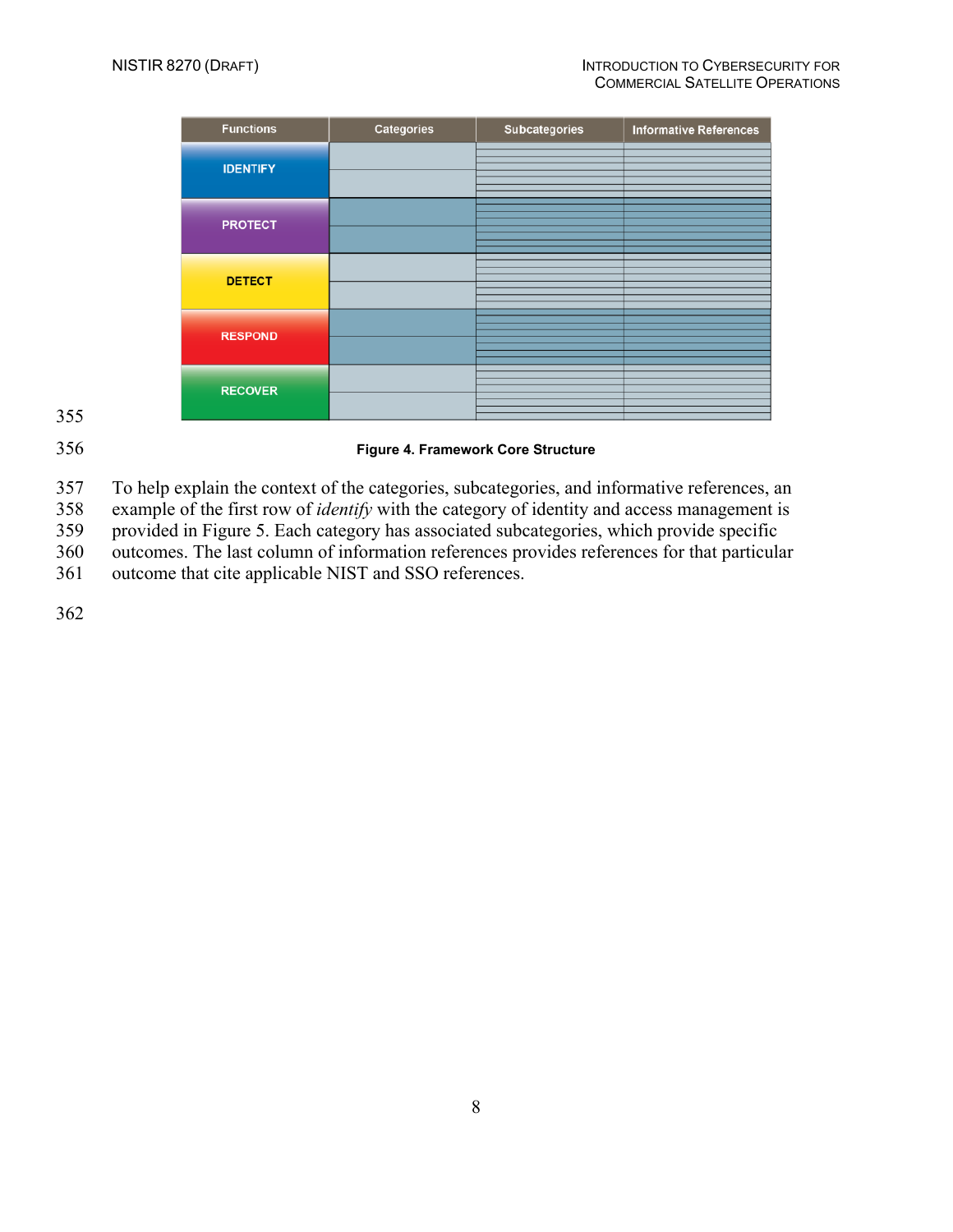| Functions | Categories | Subcategories | Informative References |
|---|---|---|---|
| IDENTIFY | | | |
| PROTECT | | | |
| DETECT | | | |
| RESPOND | | | |
| RECOVER | | | |

**Figure 4. Framework Core Structure**

To help explain the context of the categories, subcategories, and informative references, an example of the first row of *identify* with the category of identity and access management is provided in Figure 5. Each category has associated subcategories, which provide specific outcomes. The last column of information references provides references for that particular outcome that cite applicable NIST and SSO references.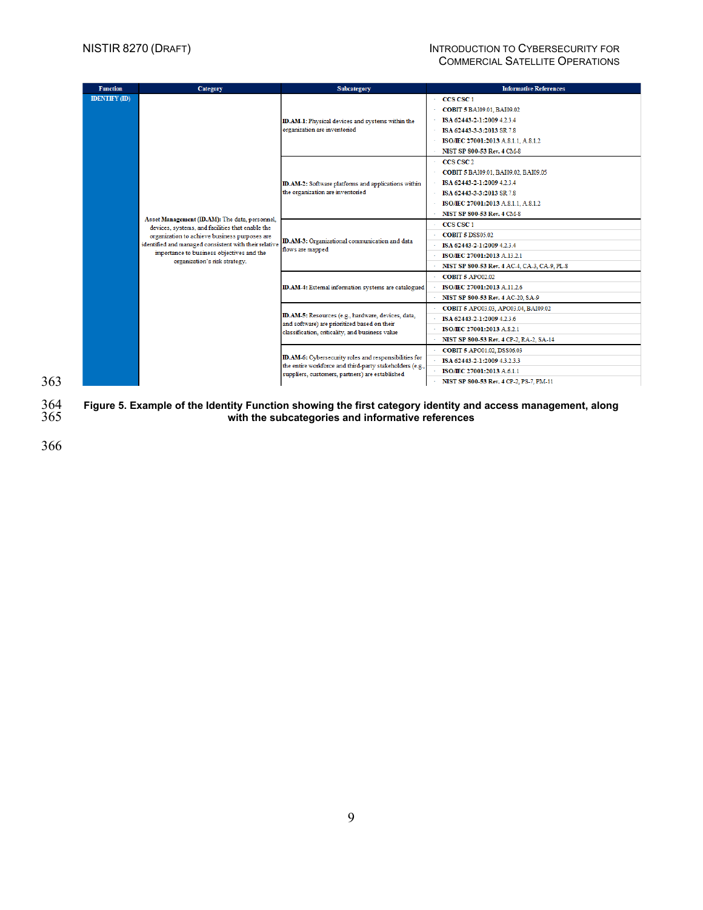| Function | Category | Subcategory | Informative References |
|---|---|---|---|
| **IDENTIFY (ID)** | **Asset Management (ID.AM):** The data, personnel, devices, systems, and facilities that enable the organization to achieve business purposes are identified and managed consistent with their relative importance to business objectives and the organization's risk strategy. | **ID.AM-1:** Physical devices and systems within the organization are inventoried | · **CCS CSC** 1<br>· **COBIT 5** BAI09.01, BAI09.02<br>· **ISA 62443-2-1:2009** 4.2.3.4<br>· **ISA 62443-3-3:2013** SR 7.8<br>· **ISO/IEC 27001:2013** A.8.1.1, A.8.1.2<br>· **NIST SP 800-53 Rev. 4** CM-8 |
| | | **ID.AM-2:** Software platforms and applications within the organization are inventoried | · **CCS CSC** 2<br>· **COBIT 5** BAI09.01, BAI09.02, BAI09.05<br>· **ISA 62443-2-1:2009** 4.2.3.4<br>· **ISA 62443-3-3:2013** SR 7.8<br>· **ISO/IEC 27001:2013** A.8.1.1, A.8.1.2<br>· **NIST SP 800-53 Rev. 4** CM-8 |
| | | **ID.AM-3:** Organizational communication and data flows are mapped | · **CCS CSC** 1<br>· **COBIT 5** DSS05.02<br>· **ISA 62443-2-1:2009** 4.2.3.4<br>· **ISO/IEC 27001:2013** A.13.2.1<br>· **NIST SP 800-53 Rev. 4** AC-4, CA-3, CA-9, PL-8 |
| | | **ID.AM-4:** External information systems are catalogued | · **COBIT 5** APO02.02<br>· **ISO/IEC 27001:2013** A.11.2.6<br>· **NIST SP 800-53 Rev. 4** AC-20, SA-9 |
| | | **ID.AM-5:** Resources (e.g., hardware, devices, data, and software) are prioritized based on their classification, criticality, and business value | · **COBIT 5** APO03.03, APO03.04, BAI09.02<br>· **ISA 62443-2-1:2009** 4.2.3.6<br>· **ISO/IEC 27001:2013** A.8.2.1<br>· **NIST SP 800-53 Rev. 4** CP-2, RA-2, SA-14 |
| | | **ID.AM-6:** Cybersecurity roles and responsibilities for the entire workforce and third-party stakeholders (e.g., suppliers, customers, partners) are established | · **COBIT 5** APO01.02, DSS06.03<br>· **ISA 62443-2-1:2009** 4.3.2.3.3<br>· **ISO/IEC 27001:2013** A.6.1.1<br>· **NIST SP 800-53 Rev. 4** CP-2, PS-7, PM-11 |

**Figure 5. Example of the Identity Function showing the first category identity and access management, along with the subcategories and informative references**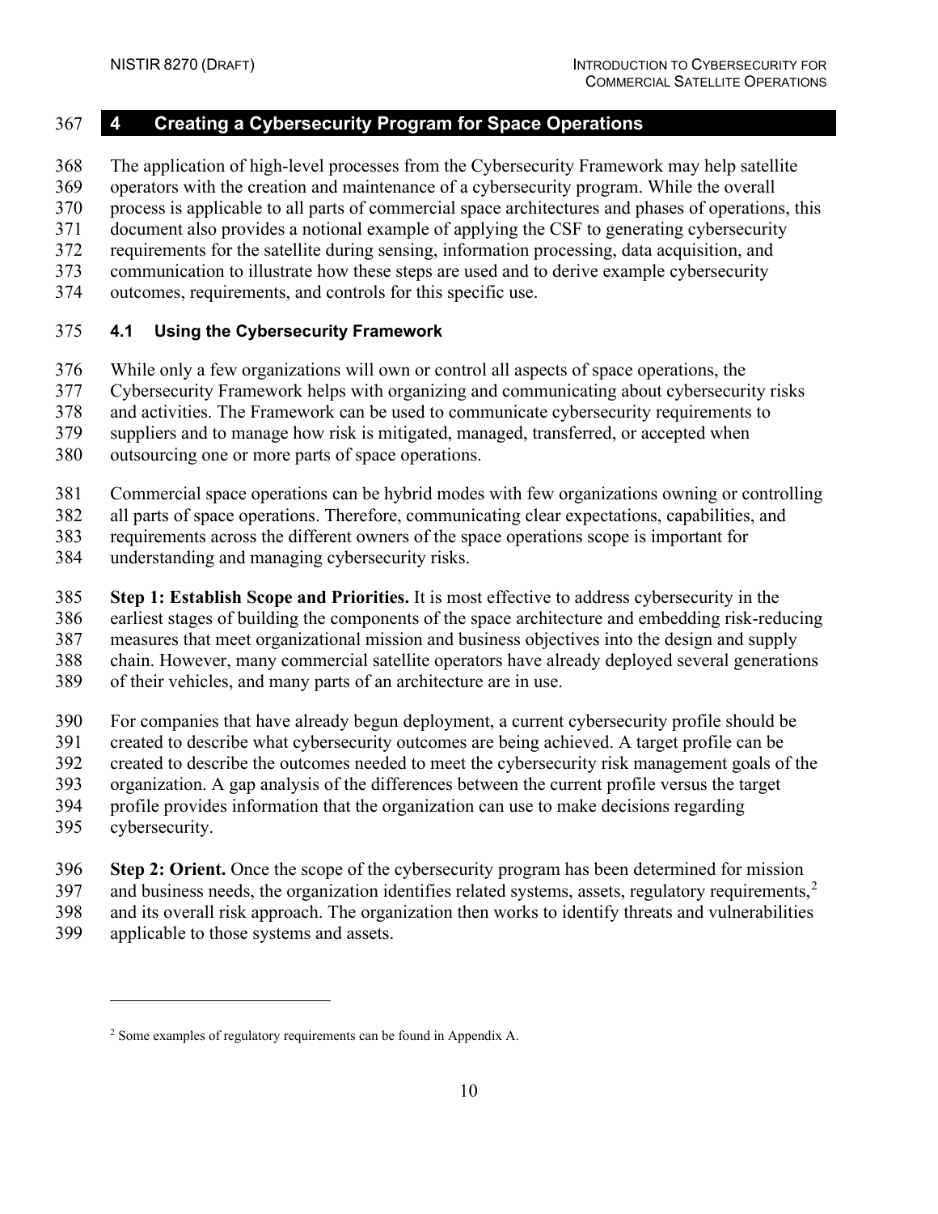# 4 Creating a Cybersecurity Program for Space Operations

The application of high-level processes from the Cybersecurity Framework may help satellite operators with the creation and maintenance of a cybersecurity program. While the overall process is applicable to all parts of commercial space architectures and phases of operations, this document also provides a notional example of applying the CSF to generating cybersecurity requirements for the satellite during sensing, information processing, data acquisition, and communication to illustrate how these steps are used and to derive example cybersecurity outcomes, requirements, and controls for this specific use.

## 4.1 Using the Cybersecurity Framework

While only a few organizations will own or control all aspects of space operations, the Cybersecurity Framework helps with organizing and communicating about cybersecurity risks and activities. The Framework can be used to communicate cybersecurity requirements to suppliers and to manage how risk is mitigated, managed, transferred, or accepted when outsourcing one or more parts of space operations.

Commercial space operations can be hybrid modes with few organizations owning or controlling all parts of space operations. Therefore, communicating clear expectations, capabilities, and requirements across the different owners of the space operations scope is important for understanding and managing cybersecurity risks.

**Step 1: Establish Scope and Priorities.** It is most effective to address cybersecurity in the earliest stages of building the components of the space architecture and embedding risk-reducing measures that meet organizational mission and business objectives into the design and supply chain. However, many commercial satellite operators have already deployed several generations of their vehicles, and many parts of an architecture are in use.

For companies that have already begun deployment, a current cybersecurity profile should be created to describe what cybersecurity outcomes are being achieved. A target profile can be created to describe the outcomes needed to meet the cybersecurity risk management goals of the organization. A gap analysis of the differences between the current profile versus the target profile provides information that the organization can use to make decisions regarding cybersecurity.

**Step 2: Orient.** Once the scope of the cybersecurity program has been determined for mission and business needs, the organization identifies related systems, assets, regulatory requirements,[2] and its overall risk approach. The organization then works to identify threats and vulnerabilities applicable to those systems and assets.

[2] Some examples of regulatory requirements can be found in Appendix A.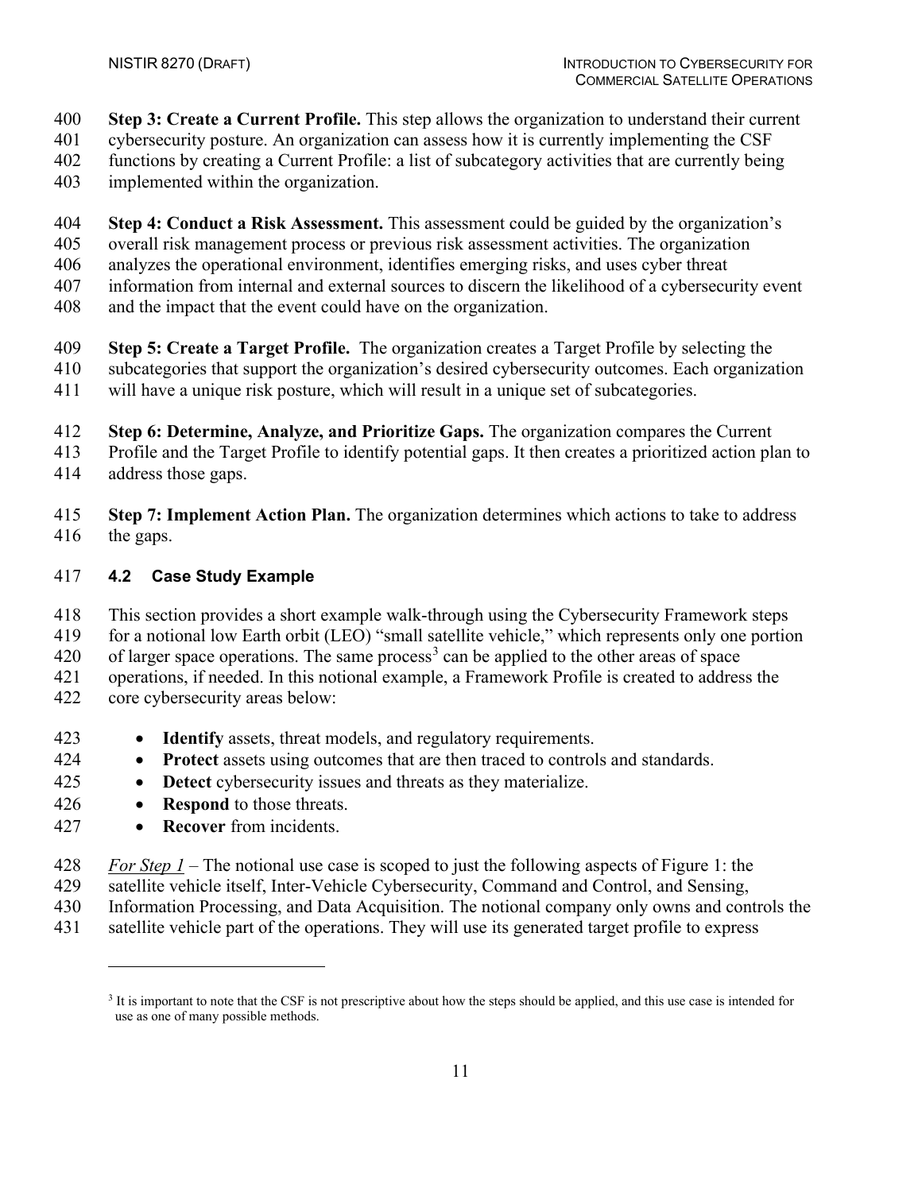**Step 3: Create a Current Profile.** This step allows the organization to understand their current cybersecurity posture. An organization can assess how it is currently implementing the CSF functions by creating a Current Profile: a list of subcategory activities that are currently being implemented within the organization.

**Step 4: Conduct a Risk Assessment.** This assessment could be guided by the organization's overall risk management process or previous risk assessment activities. The organization analyzes the operational environment, identifies emerging risks, and uses cyber threat information from internal and external sources to discern the likelihood of a cybersecurity event and the impact that the event could have on the organization.

**Step 5: Create a Target Profile.** The organization creates a Target Profile by selecting the subcategories that support the organization's desired cybersecurity outcomes. Each organization will have a unique risk posture, which will result in a unique set of subcategories.

**Step 6: Determine, Analyze, and Prioritize Gaps.** The organization compares the Current Profile and the Target Profile to identify potential gaps. It then creates a prioritized action plan to address those gaps.

**Step 7: Implement Action Plan.** The organization determines which actions to take to address the gaps.

## 4.2 Case Study Example

This section provides a short example walk-through using the Cybersecurity Framework steps for a notional low Earth orbit (LEO) "small satellite vehicle," which represents only one portion of larger space operations. The same process[3] can be applied to the other areas of space operations, if needed. In this notional example, a Framework Profile is created to address the core cybersecurity areas below:

- **Identify** assets, threat models, and regulatory requirements.
- **Protect** assets using outcomes that are then traced to controls and standards.
- **Detect** cybersecurity issues and threats as they materialize.
- **Respond** to those threats.
- **Recover** from incidents.

*For Step 1* – The notional use case is scoped to just the following aspects of Figure 1: the satellite vehicle itself, Inter-Vehicle Cybersecurity, Command and Control, and Sensing, Information Processing, and Data Acquisition. The notional company only owns and controls the satellite vehicle part of the operations. They will use its generated target profile to express

[3] It is important to note that the CSF is not prescriptive about how the steps should be applied, and this use case is intended for use as one of many possible methods.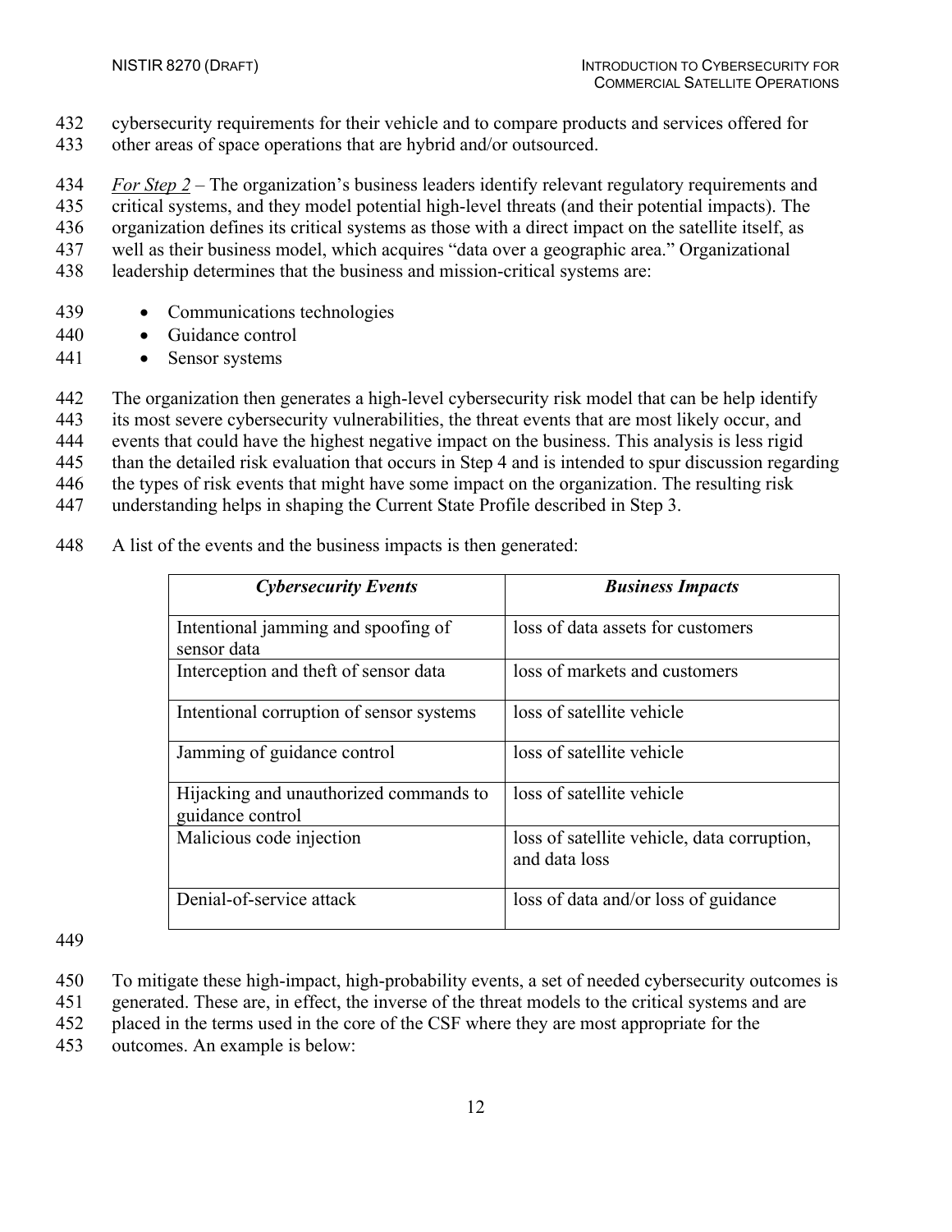cybersecurity requirements for their vehicle and to compare products and services offered for other areas of space operations that are hybrid and/or outsourced.

*For Step 2* – The organization's business leaders identify relevant regulatory requirements and critical systems, and they model potential high-level threats (and their potential impacts). The organization defines its critical systems as those with a direct impact on the satellite itself, as well as their business model, which acquires "data over a geographic area." Organizational leadership determines that the business and mission-critical systems are:

- Communications technologies
- Guidance control
- Sensor systems

The organization then generates a high-level cybersecurity risk model that can be help identify its most severe cybersecurity vulnerabilities, the threat events that are most likely occur, and events that could have the highest negative impact on the business. This analysis is less rigid than the detailed risk evaluation that occurs in Step 4 and is intended to spur discussion regarding the types of risk events that might have some impact on the organization. The resulting risk understanding helps in shaping the Current State Profile described in Step 3.

A list of the events and the business impacts is then generated:

| ***Cybersecurity Events*** | ***Business Impacts*** |
|---|---|
| Intentional jamming and spoofing of sensor data | loss of data assets for customers |
| Interception and theft of sensor data | loss of markets and customers |
| Intentional corruption of sensor systems | loss of satellite vehicle |
| Jamming of guidance control | loss of satellite vehicle |
| Hijacking and unauthorized commands to guidance control | loss of satellite vehicle |
| Malicious code injection | loss of satellite vehicle, data corruption, and data loss |
| Denial-of-service attack | loss of data and/or loss of guidance |

To mitigate these high-impact, high-probability events, a set of needed cybersecurity outcomes is generated. These are, in effect, the inverse of the threat models to the critical systems and are placed in the terms used in the core of the CSF where they are most appropriate for the outcomes. An example is below: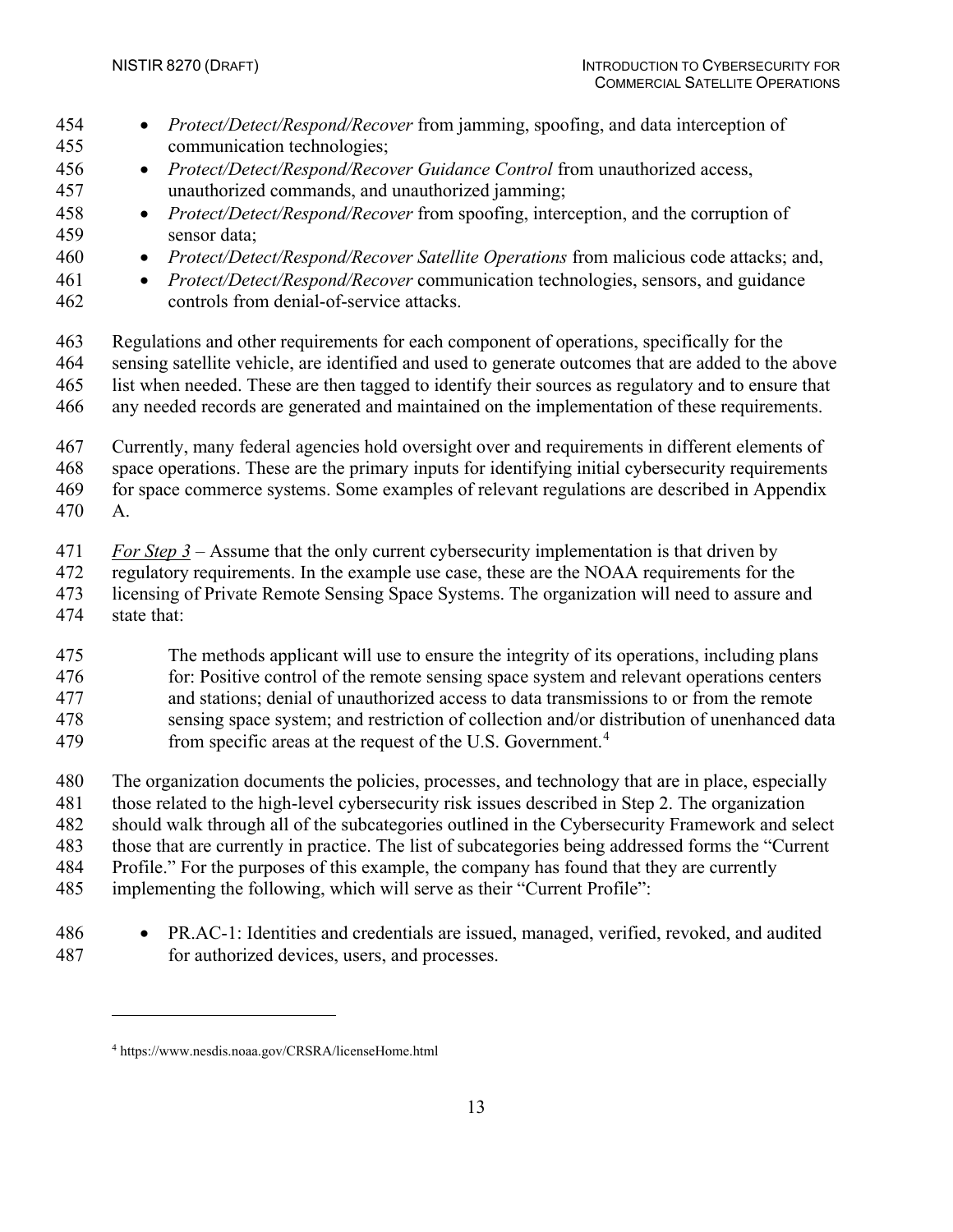- *Protect/Detect/Respond/Recover* from jamming, spoofing, and data interception of communication technologies;
- *Protect/Detect/Respond/Recover Guidance Control* from unauthorized access, unauthorized commands, and unauthorized jamming;
- *Protect/Detect/Respond/Recover* from spoofing, interception, and the corruption of sensor data;
- *Protect/Detect/Respond/Recover Satellite Operations* from malicious code attacks; and,
- *Protect/Detect/Respond/Recover* communication technologies, sensors, and guidance controls from denial-of-service attacks.

Regulations and other requirements for each component of operations, specifically for the sensing satellite vehicle, are identified and used to generate outcomes that are added to the above list when needed. These are then tagged to identify their sources as regulatory and to ensure that any needed records are generated and maintained on the implementation of these requirements.

Currently, many federal agencies hold oversight over and requirements in different elements of space operations. These are the primary inputs for identifying initial cybersecurity requirements for space commerce systems. Some examples of relevant regulations are described in Appendix A.

*For Step 3* – Assume that the only current cybersecurity implementation is that driven by regulatory requirements. In the example use case, these are the NOAA requirements for the licensing of Private Remote Sensing Space Systems. The organization will need to assure and state that:

> The methods applicant will use to ensure the integrity of its operations, including plans for: Positive control of the remote sensing space system and relevant operations centers and stations; denial of unauthorized access to data transmissions to or from the remote sensing space system; and restriction of collection and/or distribution of unenhanced data from specific areas at the request of the U.S. Government.[4]

The organization documents the policies, processes, and technology that are in place, especially those related to the high-level cybersecurity risk issues described in Step 2. The organization should walk through all of the subcategories outlined in the Cybersecurity Framework and select those that are currently in practice. The list of subcategories being addressed forms the "Current Profile." For the purposes of this example, the company has found that they are currently implementing the following, which will serve as their "Current Profile":

- PR.AC-1: Identities and credentials are issued, managed, verified, revoked, and audited for authorized devices, users, and processes.

[4] https://www.nesdis.noaa.gov/CRSRA/licenseHome.html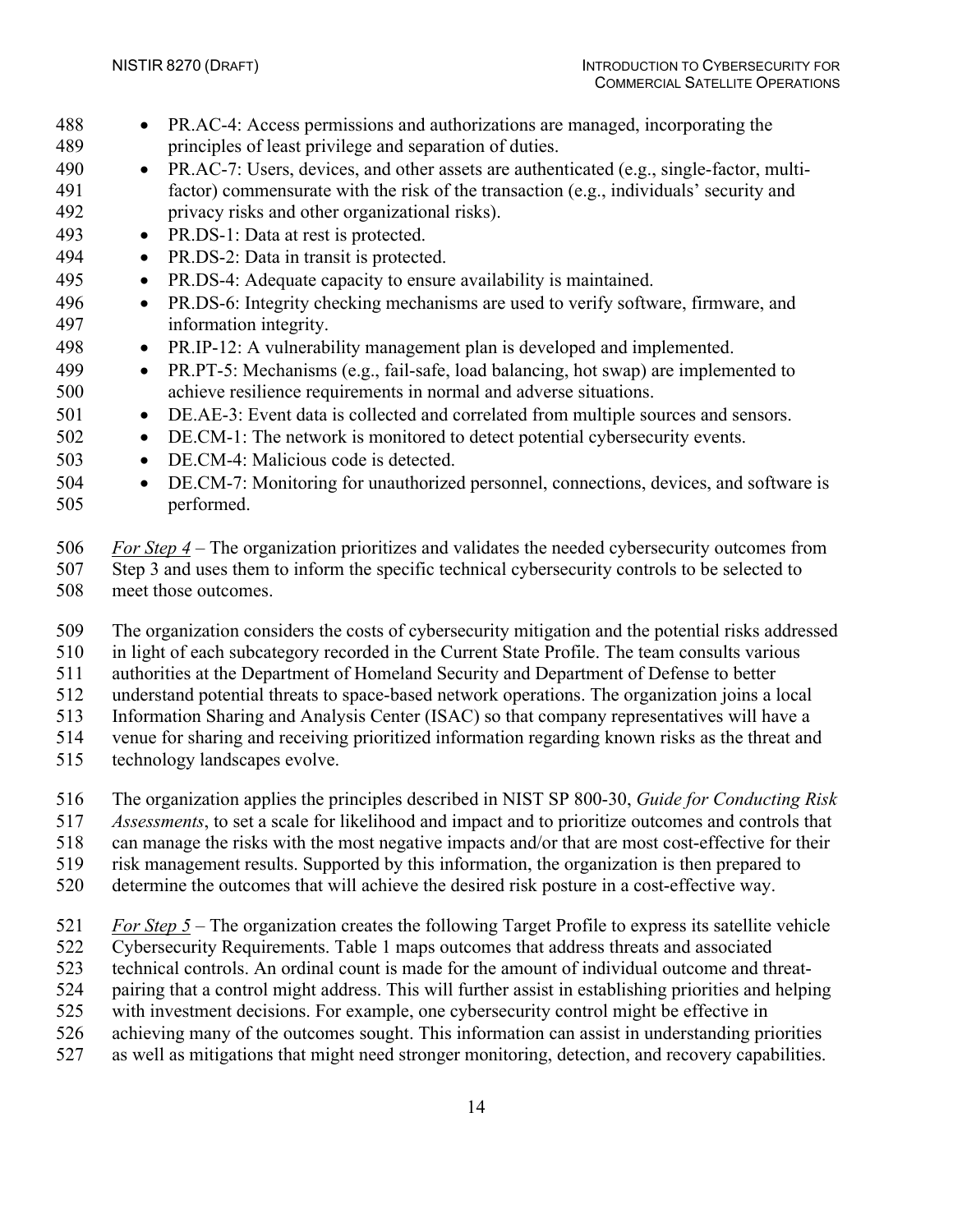- PR.AC-4: Access permissions and authorizations are managed, incorporating the principles of least privilege and separation of duties.
- PR.AC-7: Users, devices, and other assets are authenticated (e.g., single-factor, multi-factor) commensurate with the risk of the transaction (e.g., individuals' security and privacy risks and other organizational risks).
- PR.DS-1: Data at rest is protected.
- PR.DS-2: Data in transit is protected.
- PR.DS-4: Adequate capacity to ensure availability is maintained.
- PR.DS-6: Integrity checking mechanisms are used to verify software, firmware, and information integrity.
- PR.IP-12: A vulnerability management plan is developed and implemented.
- PR.PT-5: Mechanisms (e.g., fail-safe, load balancing, hot swap) are implemented to achieve resilience requirements in normal and adverse situations.
- DE.AE-3: Event data is collected and correlated from multiple sources and sensors.
- DE.CM-1: The network is monitored to detect potential cybersecurity events.
- DE.CM-4: Malicious code is detected.
- DE.CM-7: Monitoring for unauthorized personnel, connections, devices, and software is performed.

*For Step 4* – The organization prioritizes and validates the needed cybersecurity outcomes from Step 3 and uses them to inform the specific technical cybersecurity controls to be selected to meet those outcomes.

The organization considers the costs of cybersecurity mitigation and the potential risks addressed in light of each subcategory recorded in the Current State Profile. The team consults various authorities at the Department of Homeland Security and Department of Defense to better understand potential threats to space-based network operations. The organization joins a local Information Sharing and Analysis Center (ISAC) so that company representatives will have a venue for sharing and receiving prioritized information regarding known risks as the threat and technology landscapes evolve.

The organization applies the principles described in NIST SP 800-30, *Guide for Conducting Risk Assessments*, to set a scale for likelihood and impact and to prioritize outcomes and controls that can manage the risks with the most negative impacts and/or that are most cost-effective for their risk management results. Supported by this information, the organization is then prepared to determine the outcomes that will achieve the desired risk posture in a cost-effective way.

*For Step 5* – The organization creates the following Target Profile to express its satellite vehicle Cybersecurity Requirements. Table 1 maps outcomes that address threats and associated technical controls. An ordinal count is made for the amount of individual outcome and threat-pairing that a control might address. This will further assist in establishing priorities and helping with investment decisions. For example, one cybersecurity control might be effective in achieving many of the outcomes sought. This information can assist in understanding priorities as well as mitigations that might need stronger monitoring, detection, and recovery capabilities.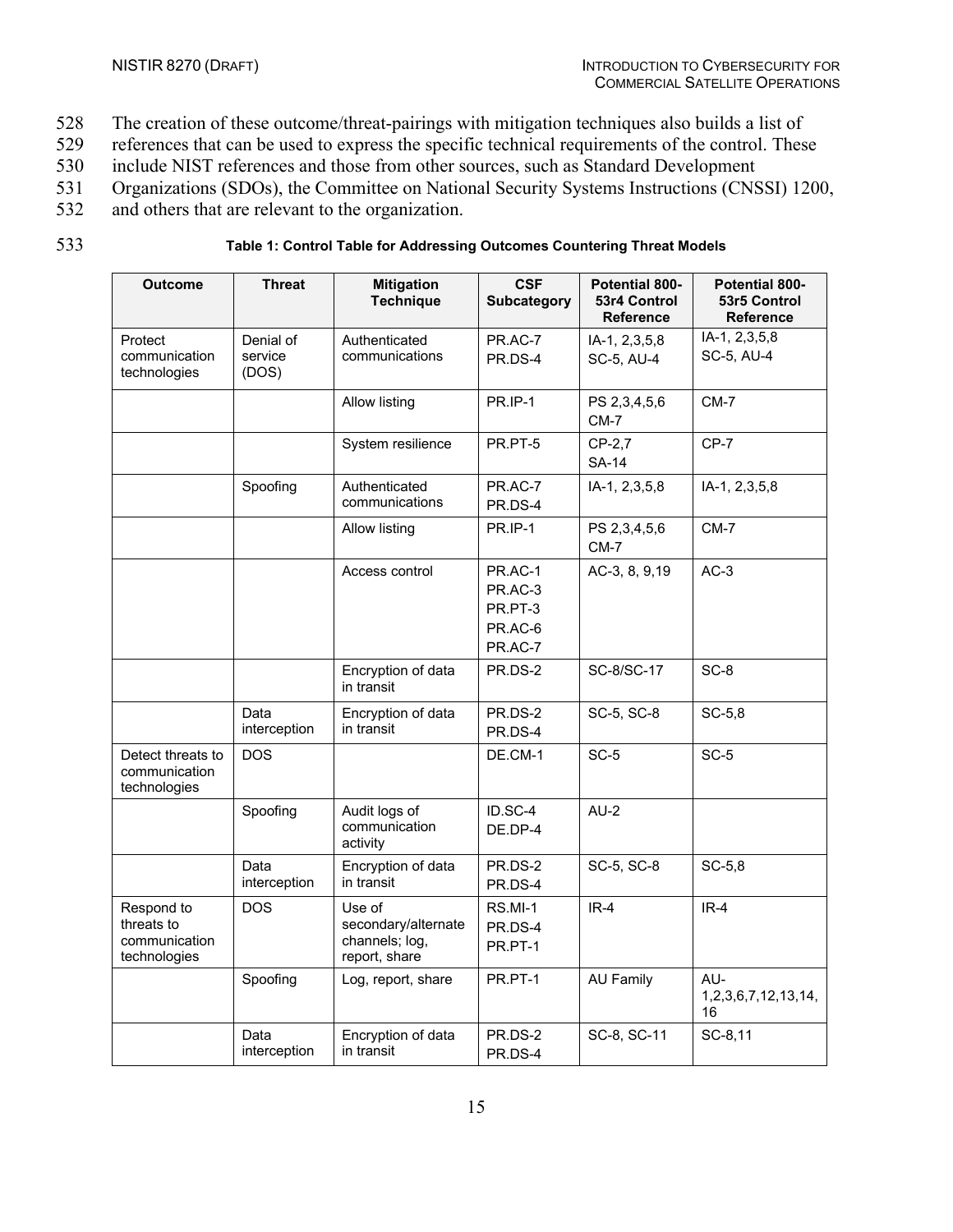The creation of these outcome/threat-pairings with mitigation techniques also builds a list of references that can be used to express the specific technical requirements of the control. These include NIST references and those from other sources, such as Standard Development Organizations (SDOs), the Committee on National Security Systems Instructions (CNSSI) 1200, and others that are relevant to the organization.

**Table 1: Control Table for Addressing Outcomes Countering Threat Models**

| Outcome | Threat | Mitigation Technique | CSF Subcategory | Potential 800-53r4 Control Reference | Potential 800-53r5 Control Reference |
|---|---|---|---|---|---|
| Protect communication technologies | Denial of service (DOS) | Authenticated communications | PR.AC-7<br>PR.DS-4 | IA-1, 2,3,5,8<br>SC-5, AU-4 | IA-1, 2,3,5,8<br>SC-5, AU-4 |
| | | Allow listing | PR.IP-1 | PS 2,3,4,5,6<br>CM-7 | CM-7 |
| | | System resilience | PR.PT-5 | CP-2,7<br>SA-14 | CP-7 |
| | Spoofing | Authenticated communications | PR.AC-7<br>PR.DS-4 | IA-1, 2,3,5,8 | IA-1, 2,3,5,8 |
| | | Allow listing | PR.IP-1 | PS 2,3,4,5,6<br>CM-7 | CM-7 |
| | | Access control | PR.AC-1<br>PR.AC-3<br>PR.PT-3<br>PR.AC-6<br>PR.AC-7 | AC-3, 8, 9,19 | AC-3 |
| | | Encryption of data in transit | PR.DS-2 | SC-8/SC-17 | SC-8 |
| | Data interception | Encryption of data in transit | PR.DS-2<br>PR.DS-4 | SC-5, SC-8 | SC-5,8 |
| Detect threats to communication technologies | DOS | | DE.CM-1 | SC-5 | SC-5 |
| | Spoofing | Audit logs of communication activity | ID.SC-4<br>DE.DP-4 | AU-2 | |
| | Data interception | Encryption of data in transit | PR.DS-2<br>PR.DS-4 | SC-5, SC-8 | SC-5,8 |
| Respond to threats to communication technologies | DOS | Use of secondary/alternate channels; log, report, share | RS.MI-1<br>PR.DS-4<br>PR.PT-1 | IR-4 | IR-4 |
| | Spoofing | Log, report, share | PR.PT-1 | AU Family | AU-1,2,3,6,7,12,13,14,16 |
| | Data interception | Encryption of data in transit | PR.DS-2<br>PR.DS-4 | SC-8, SC-11 | SC-8,11 |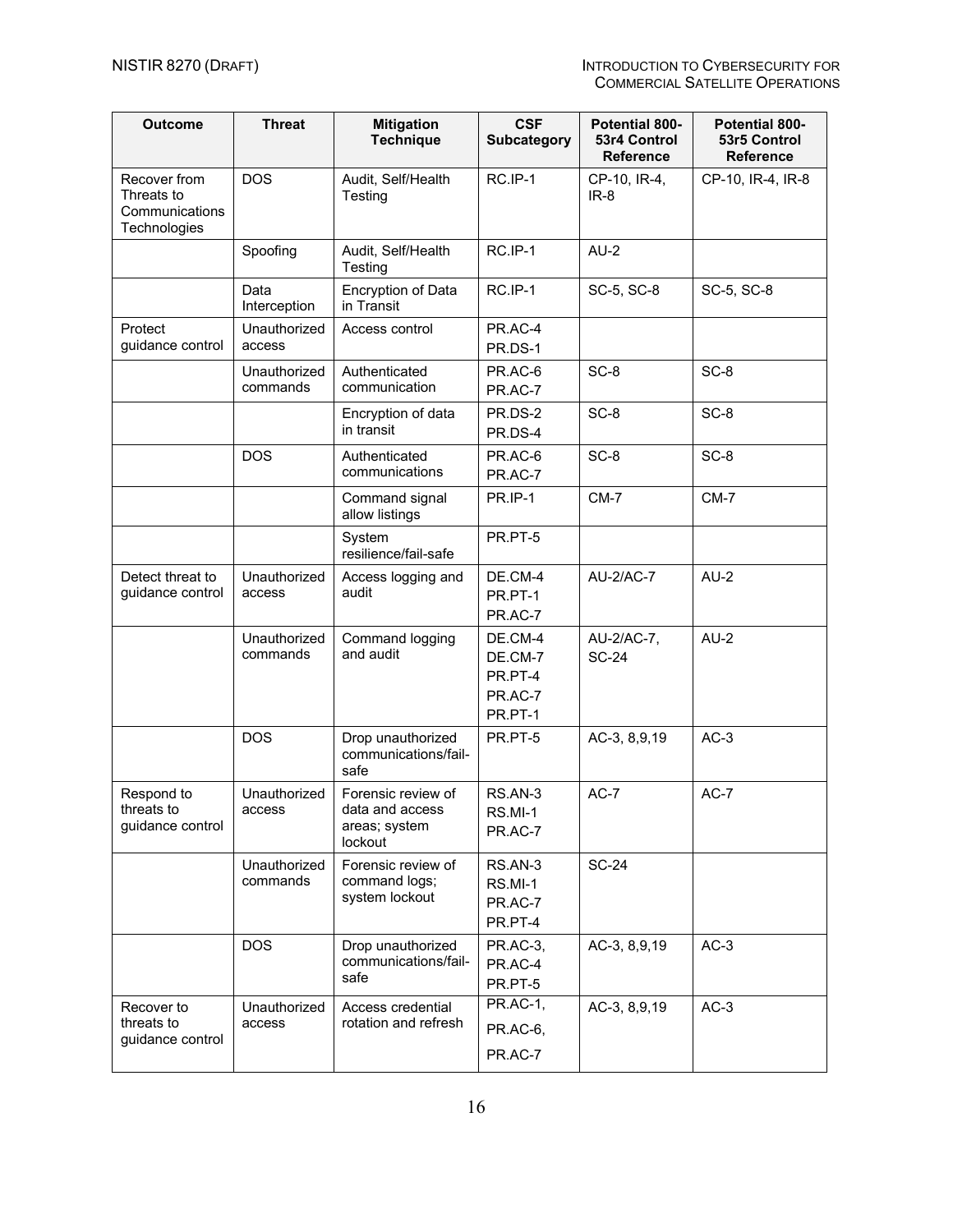| Outcome | Threat | Mitigation Technique | CSF Subcategory | Potential 800-53r4 Control Reference | Potential 800-53r5 Control Reference |
| --- | --- | --- | --- | --- | --- |
| Recover from Threats to Communications Technologies | DOS | Audit, Self/Health Testing | RC.IP-1 | CP-10, IR-4, IR-8 | CP-10, IR-4, IR-8 |
| | Spoofing | Audit, Self/Health Testing | RC.IP-1 | AU-2 | |
| | Data Interception | Encryption of Data in Transit | RC.IP-1 | SC-5, SC-8 | SC-5, SC-8 |
| Protect guidance control | Unauthorized access | Access control | PR.AC-4 PR.DS-1 | | |
| | Unauthorized commands | Authenticated communication | PR.AC-6 PR.AC-7 | SC-8 | SC-8 |
| | | Encryption of data in transit | PR.DS-2 PR.DS-4 | SC-8 | SC-8 |
| | DOS | Authenticated communications | PR.AC-6 PR.AC-7 | SC-8 | SC-8 |
| | | Command signal allow listings | PR.IP-1 | CM-7 | CM-7 |
| | | System resilience/fail-safe | PR.PT-5 | | |
| Detect threat to guidance control | Unauthorized access | Access logging and audit | DE.CM-4 PR.PT-1 PR.AC-7 | AU-2/AC-7 | AU-2 |
| | Unauthorized commands | Command logging and audit | DE.CM-4 DE.CM-7 PR.PT-4 PR.AC-7 PR.PT-1 | AU-2/AC-7, SC-24 | AU-2 |
| | DOS | Drop unauthorized communications/fail-safe | PR.PT-5 | AC-3, 8,9,19 | AC-3 |
| Respond to threats to guidance control | Unauthorized access | Forensic review of data and access areas; system lockout | RS.AN-3 RS.MI-1 PR.AC-7 | AC-7 | AC-7 |
| | Unauthorized commands | Forensic review of command logs; system lockout | RS.AN-3 RS.MI-1 PR.AC-7 PR.PT-4 | SC-24 | |
| | DOS | Drop unauthorized communications/fail-safe | PR.AC-3, PR.AC-4 PR.PT-5 | AC-3, 8,9,19 | AC-3 |
| Recover to threats to guidance control | Unauthorized access | Access credential rotation and refresh | PR.AC-1, PR.AC-6, PR.AC-7 | AC-3, 8,9,19 | AC-3 |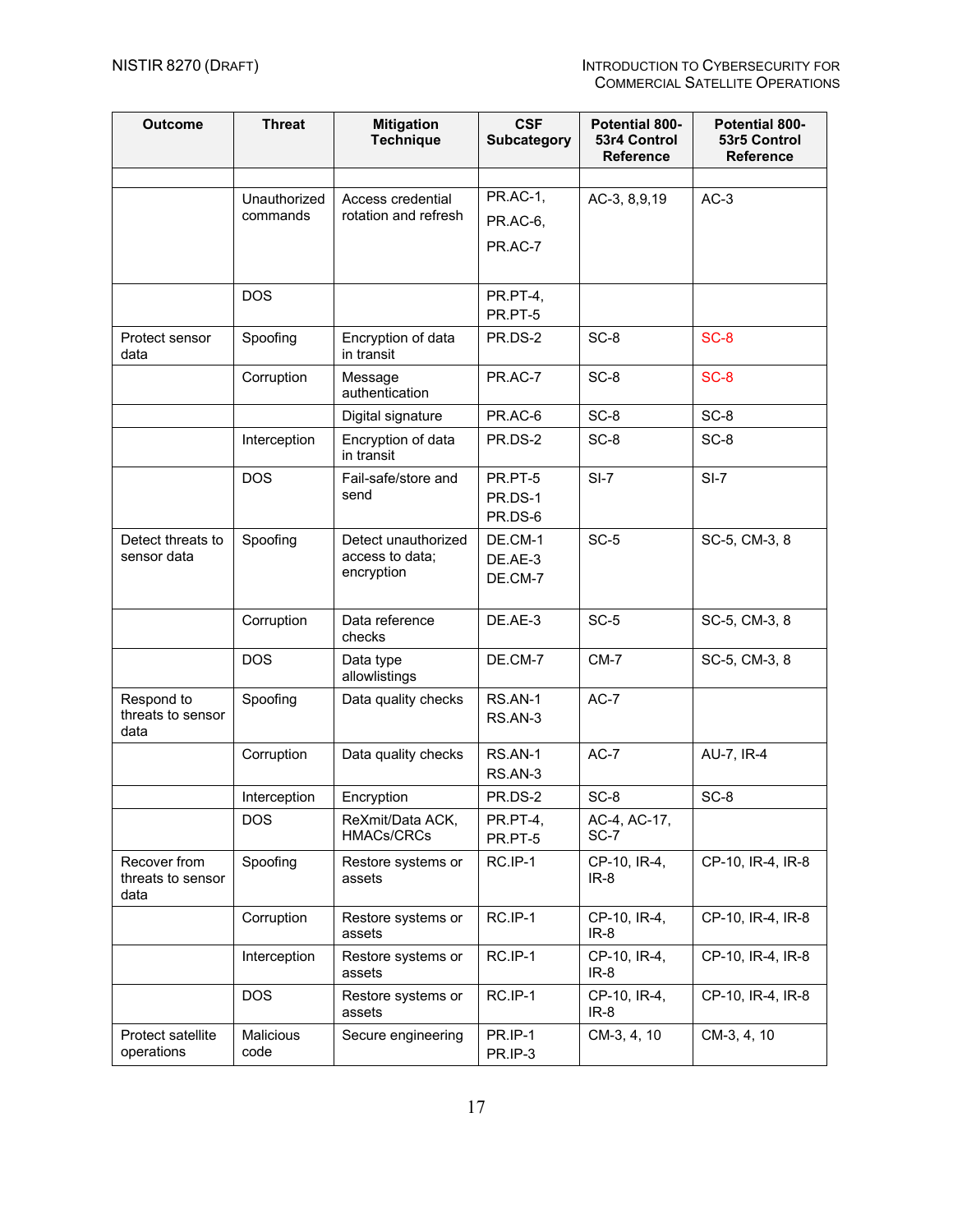| Outcome | Threat | Mitigation Technique | CSF Subcategory | Potential 800-53r4 Control Reference | Potential 800-53r5 Control Reference |
|---|---|---|---|---|---|
| | | | | | |
| | Unauthorized commands | Access credential rotation and refresh | PR.AC-1, PR.AC-6, PR.AC-7 | AC-3, 8,9,19 | AC-3 |
| | DOS | | PR.PT-4, PR.PT-5 | | |
| Protect sensor data | Spoofing | Encryption of data in transit | PR.DS-2 | SC-8 | SC-8 |
| | Corruption | Message authentication | PR.AC-7 | SC-8 | SC-8 |
| | | Digital signature | PR.AC-6 | SC-8 | SC-8 |
| | Interception | Encryption of data in transit | PR.DS-2 | SC-8 | SC-8 |
| | DOS | Fail-safe/store and send | PR.PT-5 PR.DS-1 PR.DS-6 | SI-7 | SI-7 |
| Detect threats to sensor data | Spoofing | Detect unauthorized access to data; encryption | DE.CM-1 DE.AE-3 DE.CM-7 | SC-5 | SC-5, CM-3, 8 |
| | Corruption | Data reference checks | DE.AE-3 | SC-5 | SC-5, CM-3, 8 |
| | DOS | Data type allowlistings | DE.CM-7 | CM-7 | SC-5, CM-3, 8 |
| Respond to threats to sensor data | Spoofing | Data quality checks | RS.AN-1 RS.AN-3 | AC-7 | |
| | Corruption | Data quality checks | RS.AN-1 RS.AN-3 | AC-7 | AU-7, IR-4 |
| | Interception | Encryption | PR.DS-2 | SC-8 | SC-8 |
| | DOS | ReXmit/Data ACK, HMACs/CRCs | PR.PT-4, PR.PT-5 | AC-4, AC-17, SC-7 | |
| Recover from threats to sensor data | Spoofing | Restore systems or assets | RC.IP-1 | CP-10, IR-4, IR-8 | CP-10, IR-4, IR-8 |
| | Corruption | Restore systems or assets | RC.IP-1 | CP-10, IR-4, IR-8 | CP-10, IR-4, IR-8 |
| | Interception | Restore systems or assets | RC.IP-1 | CP-10, IR-4, IR-8 | CP-10, IR-4, IR-8 |
| | DOS | Restore systems or assets | RC.IP-1 | CP-10, IR-4, IR-8 | CP-10, IR-4, IR-8 |
| Protect satellite operations | Malicious code | Secure engineering | PR.IP-1 PR.IP-3 | CM-3, 4, 10 | CM-3, 4, 10 |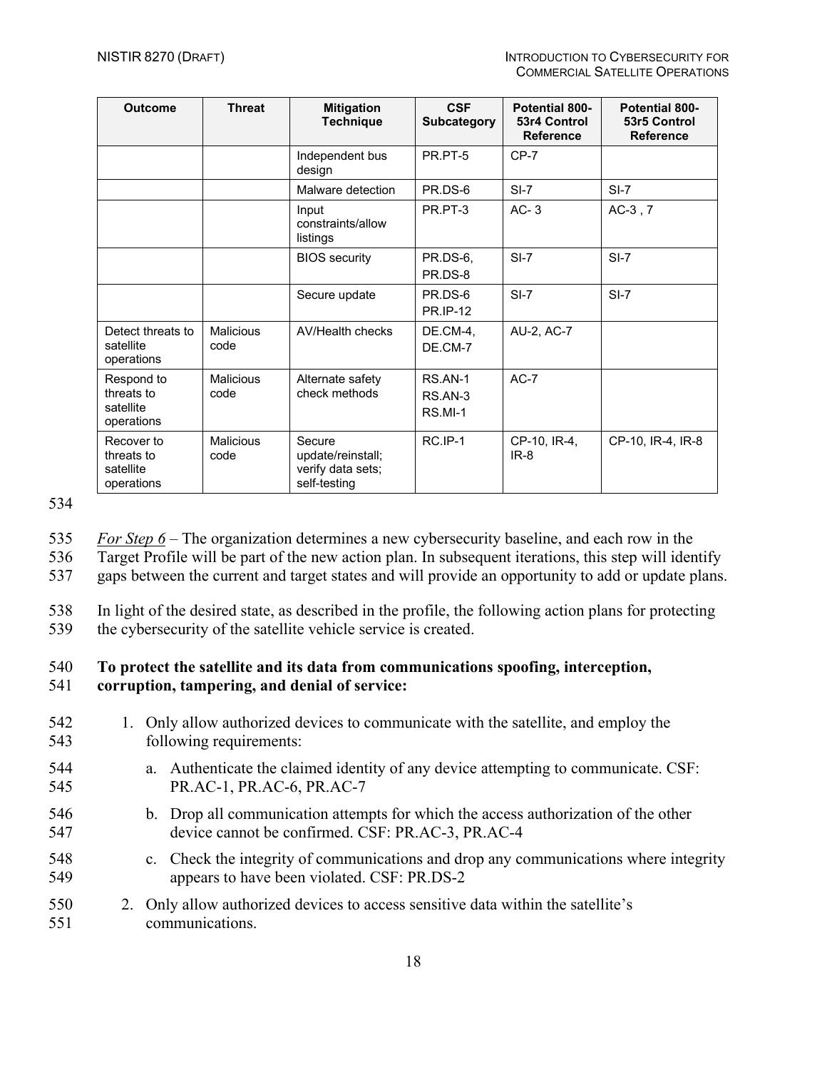| Outcome | Threat | Mitigation Technique | CSF Subcategory | Potential 800-53r4 Control Reference | Potential 800-53r5 Control Reference |
|---|---|---|---|---|---|
| | | Independent bus design | PR.PT-5 | CP-7 | |
| | | Malware detection | PR.DS-6 | SI-7 | SI-7 |
| | | Input constraints/allow listings | PR.PT-3 | AC- 3 | AC-3 , 7 |
| | | BIOS security | PR.DS-6, PR.DS-8 | SI-7 | SI-7 |
| | | Secure update | PR.DS-6 PR.IP-12 | SI-7 | SI-7 |
| Detect threats to satellite operations | Malicious code | AV/Health checks | DE.CM-4, DE.CM-7 | AU-2, AC-7 | |
| Respond to threats to satellite operations | Malicious code | Alternate safety check methods | RS.AN-1 RS.AN-3 RS.MI-1 | AC-7 | |
| Recover to threats to satellite operations | Malicious code | Secure update/reinstall; verify data sets; self-testing | RC.IP-1 | CP-10, IR-4, IR-8 | CP-10, IR-4, IR-8 |

*For Step 6* – The organization determines a new cybersecurity baseline, and each row in the Target Profile will be part of the new action plan. In subsequent iterations, this step will identify gaps between the current and target states and will provide an opportunity to add or update plans.

In light of the desired state, as described in the profile, the following action plans for protecting the cybersecurity of the satellite vehicle service is created.

**To protect the satellite and its data from communications spoofing, interception, corruption, tampering, and denial of service:**

1. Only allow authorized devices to communicate with the satellite, and employ the following requirements:
   a. Authenticate the claimed identity of any device attempting to communicate. CSF: PR.AC-1, PR.AC-6, PR.AC-7
   b. Drop all communication attempts for which the access authorization of the other device cannot be confirmed. CSF: PR.AC-3, PR.AC-4
   c. Check the integrity of communications and drop any communications where integrity appears to have been violated. CSF: PR.DS-2
2. Only allow authorized devices to access sensitive data within the satellite's communications.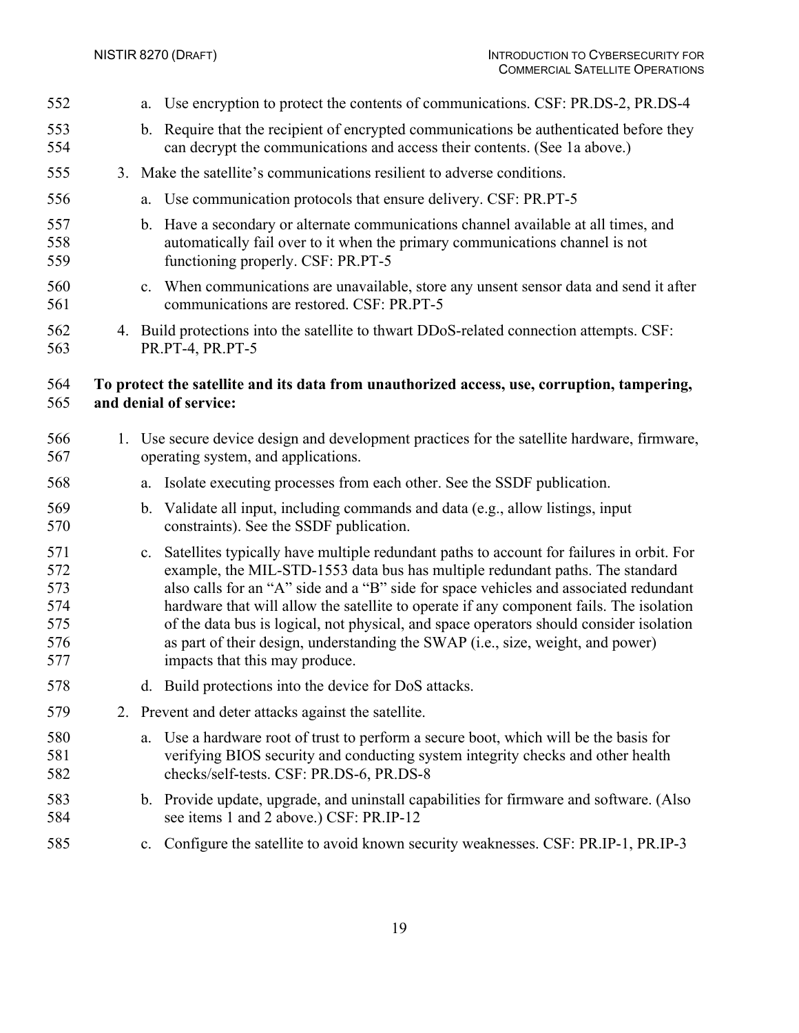a. Use encryption to protect the contents of communications. CSF: PR.DS-2, PR.DS-4
   b. Require that the recipient of encrypted communications be authenticated before they can decrypt the communications and access their contents. (See 1a above.)
3. Make the satellite's communications resilient to adverse conditions.
   a. Use communication protocols that ensure delivery. CSF: PR.PT-5
   b. Have a secondary or alternate communications channel available at all times, and automatically fail over to it when the primary communications channel is not functioning properly. CSF: PR.PT-5
   c. When communications are unavailable, store any unsent sensor data and send it after communications are restored. CSF: PR.PT-5
4. Build protections into the satellite to thwart DDoS-related connection attempts. CSF: PR.PT-4, PR.PT-5

**To protect the satellite and its data from unauthorized access, use, corruption, tampering, and denial of service:**

1. Use secure device design and development practices for the satellite hardware, firmware, operating system, and applications.
   a. Isolate executing processes from each other. See the SSDF publication.
   b. Validate all input, including commands and data (e.g., allow listings, input constraints). See the SSDF publication.
   c. Satellites typically have multiple redundant paths to account for failures in orbit. For example, the MIL-STD-1553 data bus has multiple redundant paths. The standard also calls for an "A" side and a "B" side for space vehicles and associated redundant hardware that will allow the satellite to operate if any component fails. The isolation of the data bus is logical, not physical, and space operators should consider isolation as part of their design, understanding the SWAP (i.e., size, weight, and power) impacts that this may produce.
   d. Build protections into the device for DoS attacks.
2. Prevent and deter attacks against the satellite.
   a. Use a hardware root of trust to perform a secure boot, which will be the basis for verifying BIOS security and conducting system integrity checks and other health checks/self-tests. CSF: PR.DS-6, PR.DS-8
   b. Provide update, upgrade, and uninstall capabilities for firmware and software. (Also see items 1 and 2 above.) CSF: PR.IP-12
   c. Configure the satellite to avoid known security weaknesses. CSF: PR.IP-1, PR.IP-3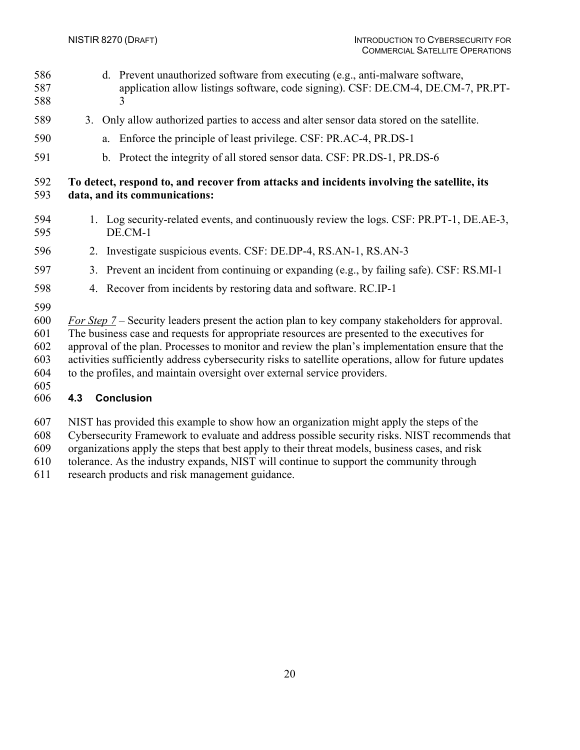d. Prevent unauthorized software from executing (e.g., anti-malware software, application allow listings software, code signing). CSF: DE.CM-4, DE.CM-7, PR.PT-3

3. Only allow authorized parties to access and alter sensor data stored on the satellite.
   a. Enforce the principle of least privilege. CSF: PR.AC-4, PR.DS-1
   b. Protect the integrity of all stored sensor data. CSF: PR.DS-1, PR.DS-6

**To detect, respond to, and recover from attacks and incidents involving the satellite, its data, and its communications:**

1. Log security-related events, and continuously review the logs. CSF: PR.PT-1, DE.AE-3, DE.CM-1
2. Investigate suspicious events. CSF: DE.DP-4, RS.AN-1, RS.AN-3
3. Prevent an incident from continuing or expanding (e.g., by failing safe). CSF: RS.MI-1
4. Recover from incidents by restoring data and software. RC.IP-1

*For Step 7* – Security leaders present the action plan to key company stakeholders for approval. The business case and requests for appropriate resources are presented to the executives for approval of the plan. Processes to monitor and review the plan's implementation ensure that the activities sufficiently address cybersecurity risks to satellite operations, allow for future updates to the profiles, and maintain oversight over external service providers.

### 4.3 Conclusion

NIST has provided this example to show how an organization might apply the steps of the Cybersecurity Framework to evaluate and address possible security risks. NIST recommends that organizations apply the steps that best apply to their threat models, business cases, and risk tolerance. As the industry expands, NIST will continue to support the community through research products and risk management guidance.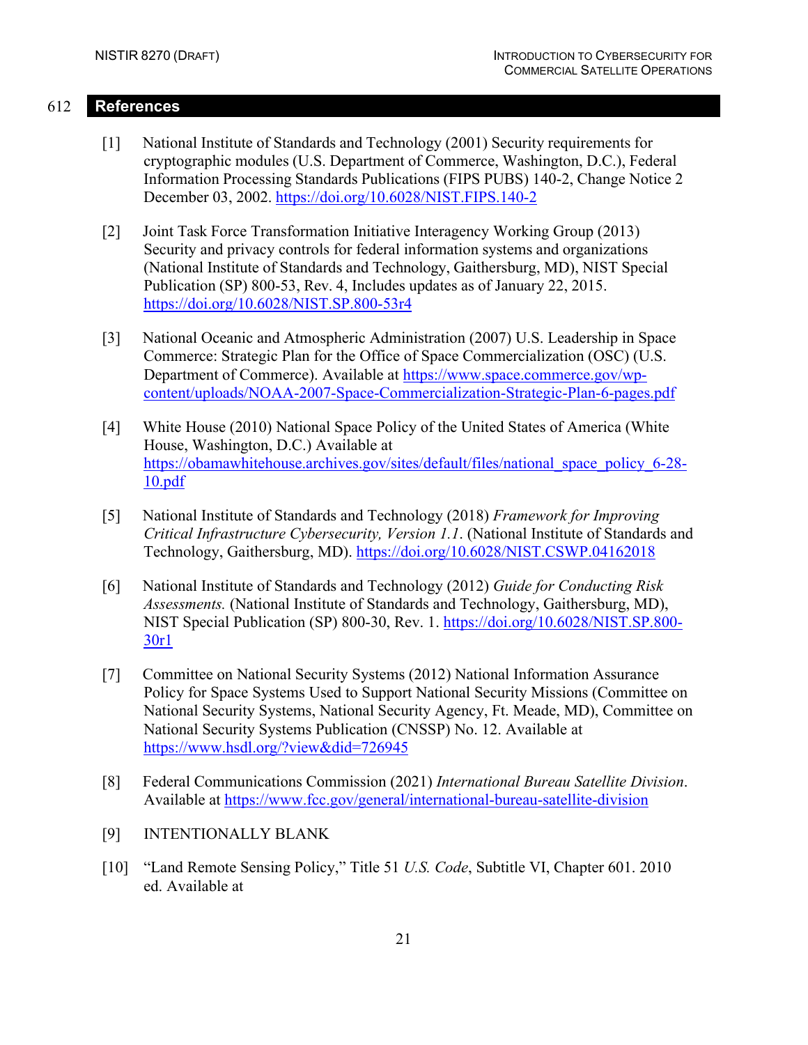## References

[1] National Institute of Standards and Technology (2001) Security requirements for cryptographic modules (U.S. Department of Commerce, Washington, D.C.), Federal Information Processing Standards Publications (FIPS PUBS) 140-2, Change Notice 2 December 03, 2002. https://doi.org/10.6028/NIST.FIPS.140-2

[2] Joint Task Force Transformation Initiative Interagency Working Group (2013) Security and privacy controls for federal information systems and organizations (National Institute of Standards and Technology, Gaithersburg, MD), NIST Special Publication (SP) 800-53, Rev. 4, Includes updates as of January 22, 2015. https://doi.org/10.6028/NIST.SP.800-53r4

[3] National Oceanic and Atmospheric Administration (2007) U.S. Leadership in Space Commerce: Strategic Plan for the Office of Space Commercialization (OSC) (U.S. Department of Commerce). Available at https://www.space.commerce.gov/wp-content/uploads/NOAA-2007-Space-Commercialization-Strategic-Plan-6-pages.pdf

[4] White House (2010) National Space Policy of the United States of America (White House, Washington, D.C.) Available at https://obamawhitehouse.archives.gov/sites/default/files/national_space_policy_6-28-10.pdf

[5] National Institute of Standards and Technology (2018) *Framework for Improving Critical Infrastructure Cybersecurity, Version 1.1*. (National Institute of Standards and Technology, Gaithersburg, MD). https://doi.org/10.6028/NIST.CSWP.04162018

[6] National Institute of Standards and Technology (2012) *Guide for Conducting Risk Assessments.* (National Institute of Standards and Technology, Gaithersburg, MD), NIST Special Publication (SP) 800-30, Rev. 1. https://doi.org/10.6028/NIST.SP.800-30r1

[7] Committee on National Security Systems (2012) National Information Assurance Policy for Space Systems Used to Support National Security Missions (Committee on National Security Systems, National Security Agency, Ft. Meade, MD), Committee on National Security Systems Publication (CNSSP) No. 12. Available at https://www.hsdl.org/?view&did=726945

[8] Federal Communications Commission (2021) *International Bureau Satellite Division*. Available at https://www.fcc.gov/general/international-bureau-satellite-division

[9] INTENTIONALLY BLANK

[10] "Land Remote Sensing Policy," Title 51 *U.S. Code*, Subtitle VI, Chapter 601. 2010 ed. Available at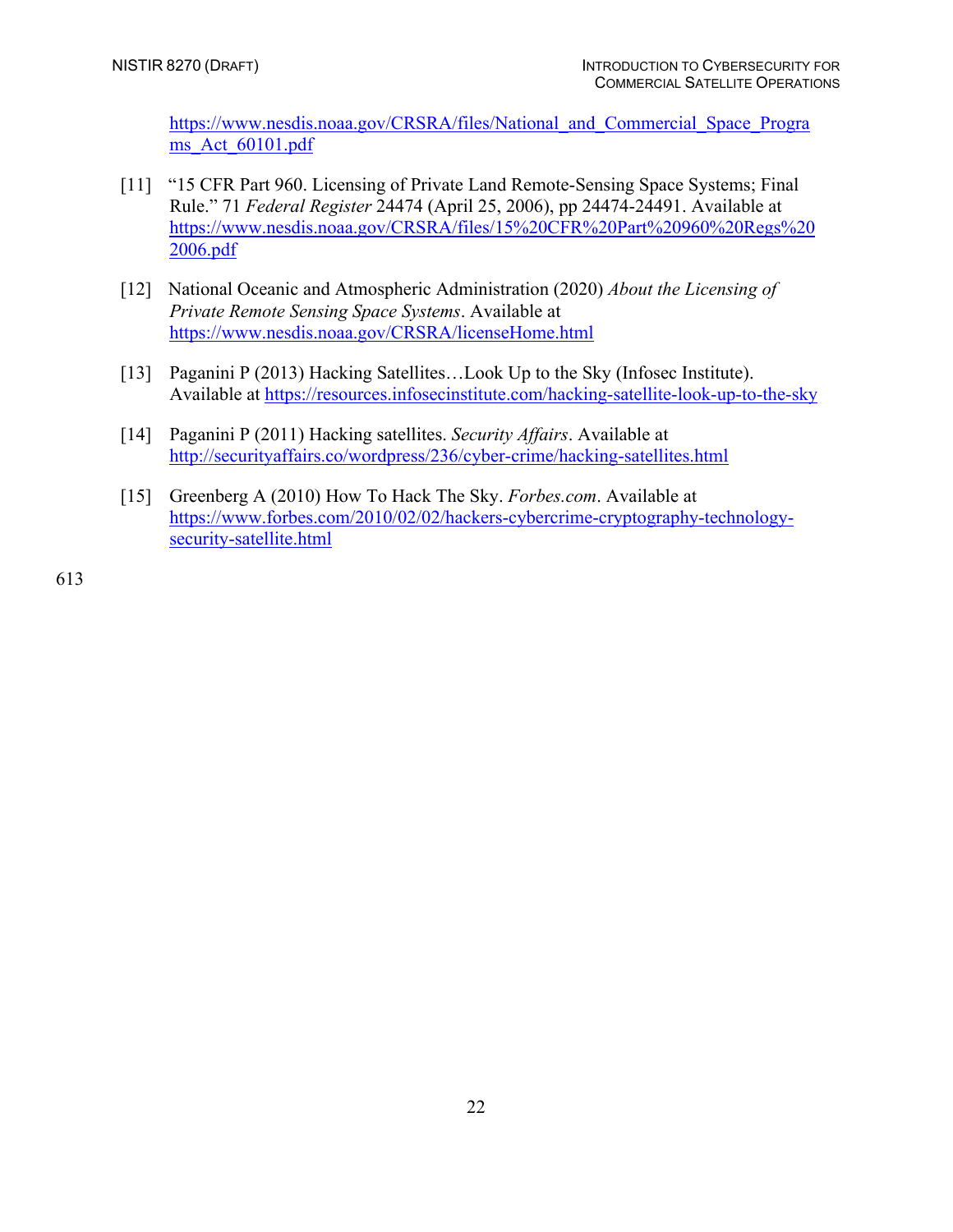https://www.nesdis.noaa.gov/CRSRA/files/National_and_Commercial_Space_Programs_Act_60101.pdf

[11] "15 CFR Part 960. Licensing of Private Land Remote-Sensing Space Systems; Final Rule." 71 *Federal Register* 24474 (April 25, 2006), pp 24474-24491. Available at https://www.nesdis.noaa.gov/CRSRA/files/15%20CFR%20Part%20960%20Regs%202006.pdf

[12] National Oceanic and Atmospheric Administration (2020) *About the Licensing of Private Remote Sensing Space Systems*. Available at https://www.nesdis.noaa.gov/CRSRA/licenseHome.html

[13] Paganini P (2013) Hacking Satellites…Look Up to the Sky (Infosec Institute). Available at https://resources.infosecinstitute.com/hacking-satellite-look-up-to-the-sky

[14] Paganini P (2011) Hacking satellites. *Security Affairs*. Available at http://securityaffairs.co/wordpress/236/cyber-crime/hacking-satellites.html

[15] Greenberg A (2010) How To Hack The Sky. *Forbes.com*. Available at https://www.forbes.com/2010/02/02/hackers-cybercrime-cryptography-technology-security-satellite.html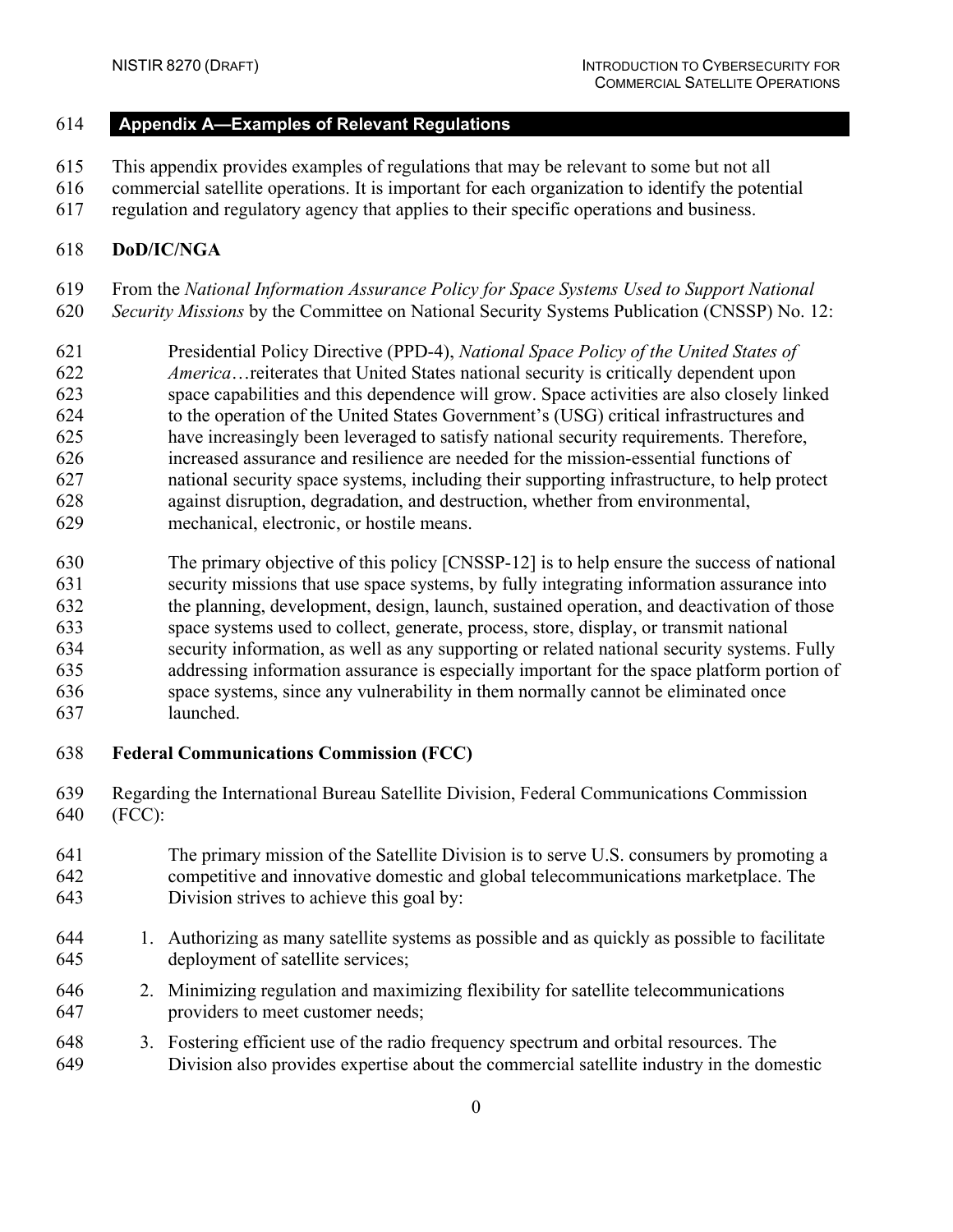## Appendix A—Examples of Relevant Regulations

This appendix provides examples of regulations that may be relevant to some but not all commercial satellite operations. It is important for each organization to identify the potential regulation and regulatory agency that applies to their specific operations and business.

**DoD/IC/NGA**

From the *National Information Assurance Policy for Space Systems Used to Support National Security Missions* by the Committee on National Security Systems Publication (CNSSP) No. 12:

> Presidential Policy Directive (PPD-4), *National Space Policy of the United States of America*…reiterates that United States national security is critically dependent upon space capabilities and this dependence will grow. Space activities are also closely linked to the operation of the United States Government's (USG) critical infrastructures and have increasingly been leveraged to satisfy national security requirements. Therefore, increased assurance and resilience are needed for the mission-essential functions of national security space systems, including their supporting infrastructure, to help protect against disruption, degradation, and destruction, whether from environmental, mechanical, electronic, or hostile means.
>
> The primary objective of this policy [CNSSP-12] is to help ensure the success of national security missions that use space systems, by fully integrating information assurance into the planning, development, design, launch, sustained operation, and deactivation of those space systems used to collect, generate, process, store, display, or transmit national security information, as well as any supporting or related national security systems. Fully addressing information assurance is especially important for the space platform portion of space systems, since any vulnerability in them normally cannot be eliminated once launched.

**Federal Communications Commission (FCC)**

Regarding the International Bureau Satellite Division, Federal Communications Commission (FCC):

> The primary mission of the Satellite Division is to serve U.S. consumers by promoting a competitive and innovative domestic and global telecommunications marketplace. The Division strives to achieve this goal by:

1. Authorizing as many satellite systems as possible and as quickly as possible to facilitate deployment of satellite services;
2. Minimizing regulation and maximizing flexibility for satellite telecommunications providers to meet customer needs;
3. Fostering efficient use of the radio frequency spectrum and orbital resources. The Division also provides expertise about the commercial satellite industry in the domestic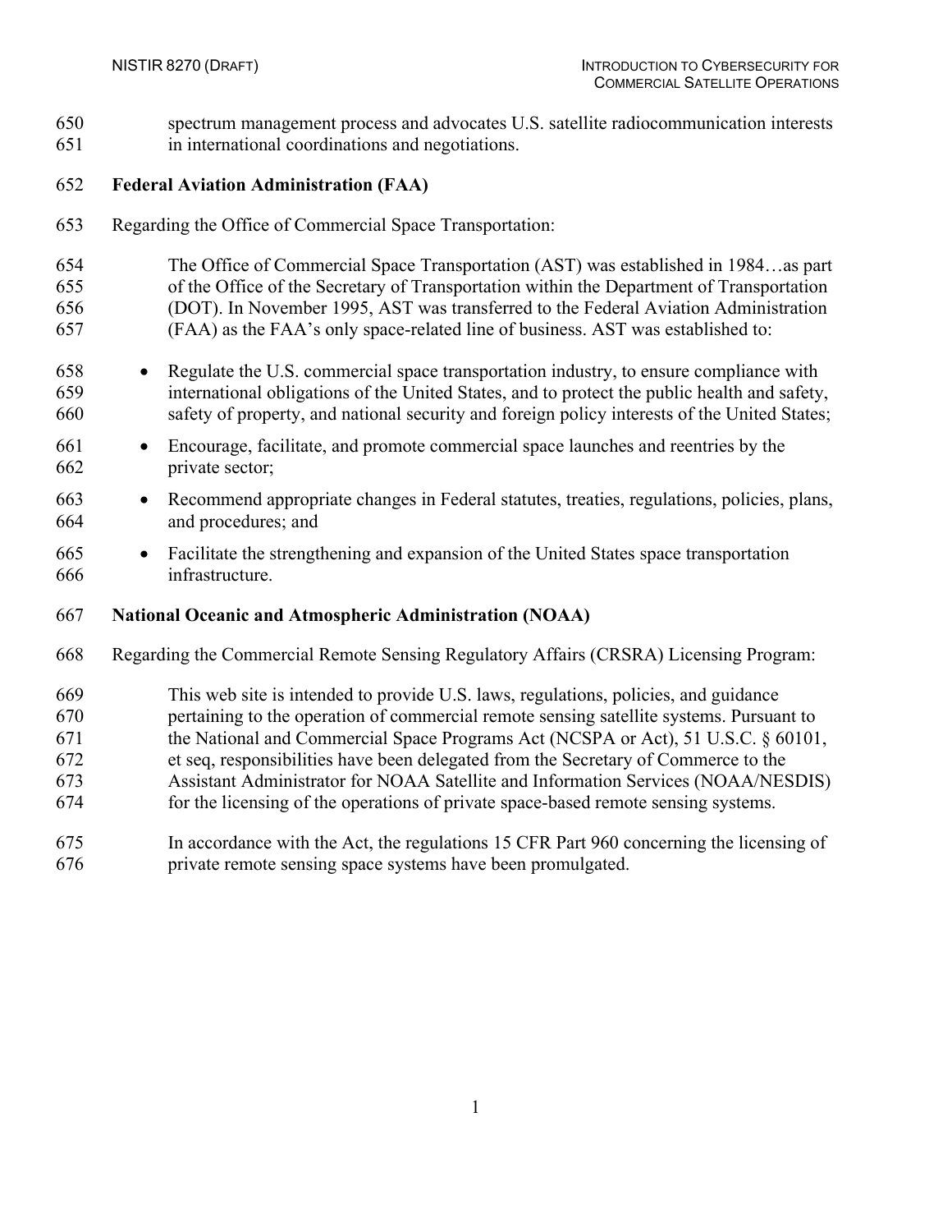spectrum management process and advocates U.S. satellite radiocommunication interests in international coordinations and negotiations.

**Federal Aviation Administration (FAA)**

Regarding the Office of Commercial Space Transportation:

> The Office of Commercial Space Transportation (AST) was established in 1984…as part of the Office of the Secretary of Transportation within the Department of Transportation (DOT). In November 1995, AST was transferred to the Federal Aviation Administration (FAA) as the FAA's only space-related line of business. AST was established to:
>
> - Regulate the U.S. commercial space transportation industry, to ensure compliance with international obligations of the United States, and to protect the public health and safety, safety of property, and national security and foreign policy interests of the United States;
> - Encourage, facilitate, and promote commercial space launches and reentries by the private sector;
> - Recommend appropriate changes in Federal statutes, treaties, regulations, policies, plans, and procedures; and
> - Facilitate the strengthening and expansion of the United States space transportation infrastructure.

**National Oceanic and Atmospheric Administration (NOAA)**

Regarding the Commercial Remote Sensing Regulatory Affairs (CRSRA) Licensing Program:

> This web site is intended to provide U.S. laws, regulations, policies, and guidance pertaining to the operation of commercial remote sensing satellite systems. Pursuant to the National and Commercial Space Programs Act (NCSPA or Act), 51 U.S.C. § 60101, et seq, responsibilities have been delegated from the Secretary of Commerce to the Assistant Administrator for NOAA Satellite and Information Services (NOAA/NESDIS) for the licensing of the operations of private space-based remote sensing systems.
>
> In accordance with the Act, the regulations 15 CFR Part 960 concerning the licensing of private remote sensing space systems have been promulgated.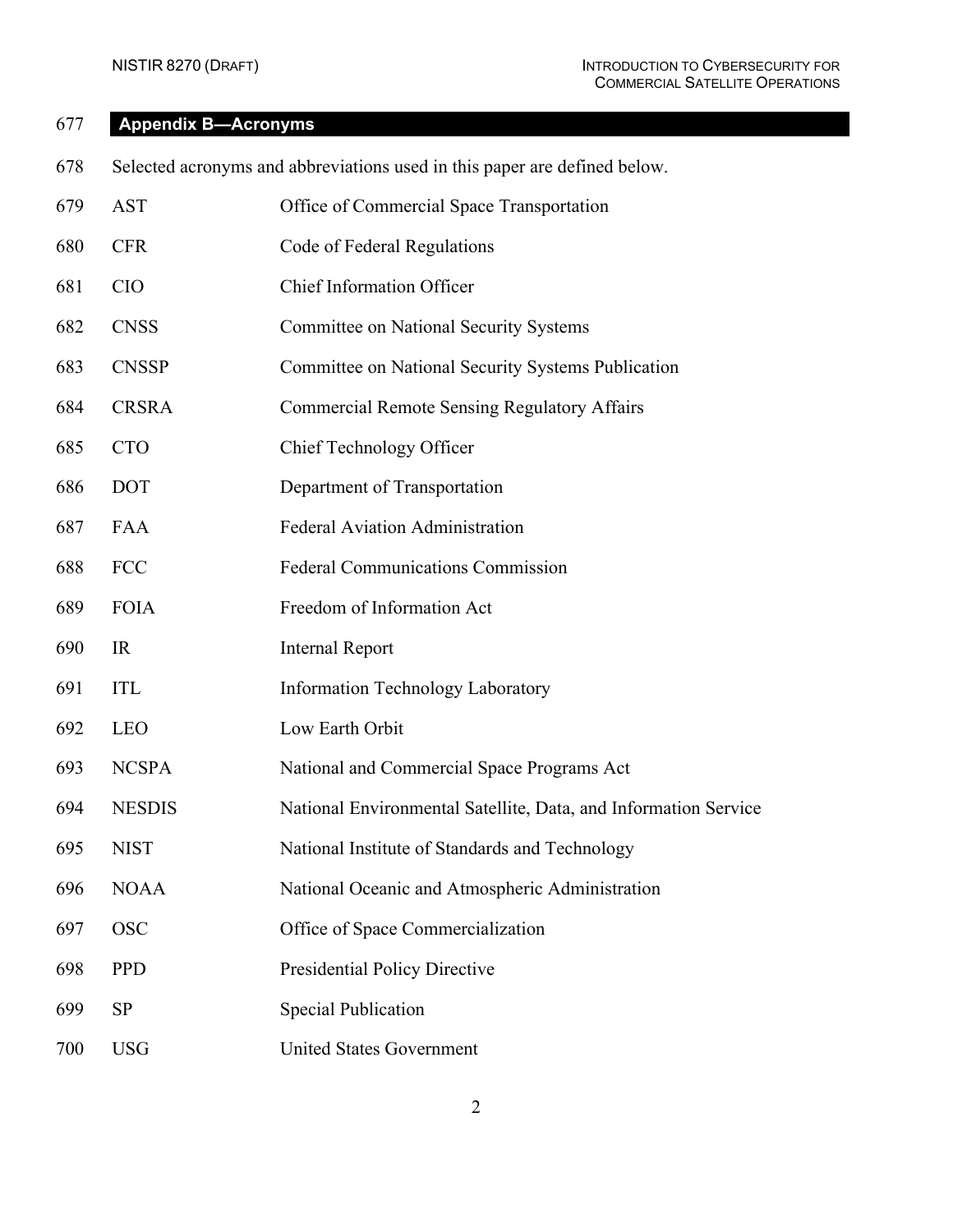## Appendix B—Acronyms

Selected acronyms and abbreviations used in this paper are defined below.

| | |
|---|---|
| AST | Office of Commercial Space Transportation |
| CFR | Code of Federal Regulations |
| CIO | Chief Information Officer |
| CNSS | Committee on National Security Systems |
| CNSSP | Committee on National Security Systems Publication |
| CRSRA | Commercial Remote Sensing Regulatory Affairs |
| CTO | Chief Technology Officer |
| DOT | Department of Transportation |
| FAA | Federal Aviation Administration |
| FCC | Federal Communications Commission |
| FOIA | Freedom of Information Act |
| IR | Internal Report |
| ITL | Information Technology Laboratory |
| LEO | Low Earth Orbit |
| NCSPA | National and Commercial Space Programs Act |
| NESDIS | National Environmental Satellite, Data, and Information Service |
| NIST | National Institute of Standards and Technology |
| NOAA | National Oceanic and Atmospheric Administration |
| OSC | Office of Space Commercialization |
| PPD | Presidential Policy Directive |
| SP | Special Publication |
| USG | United States Government |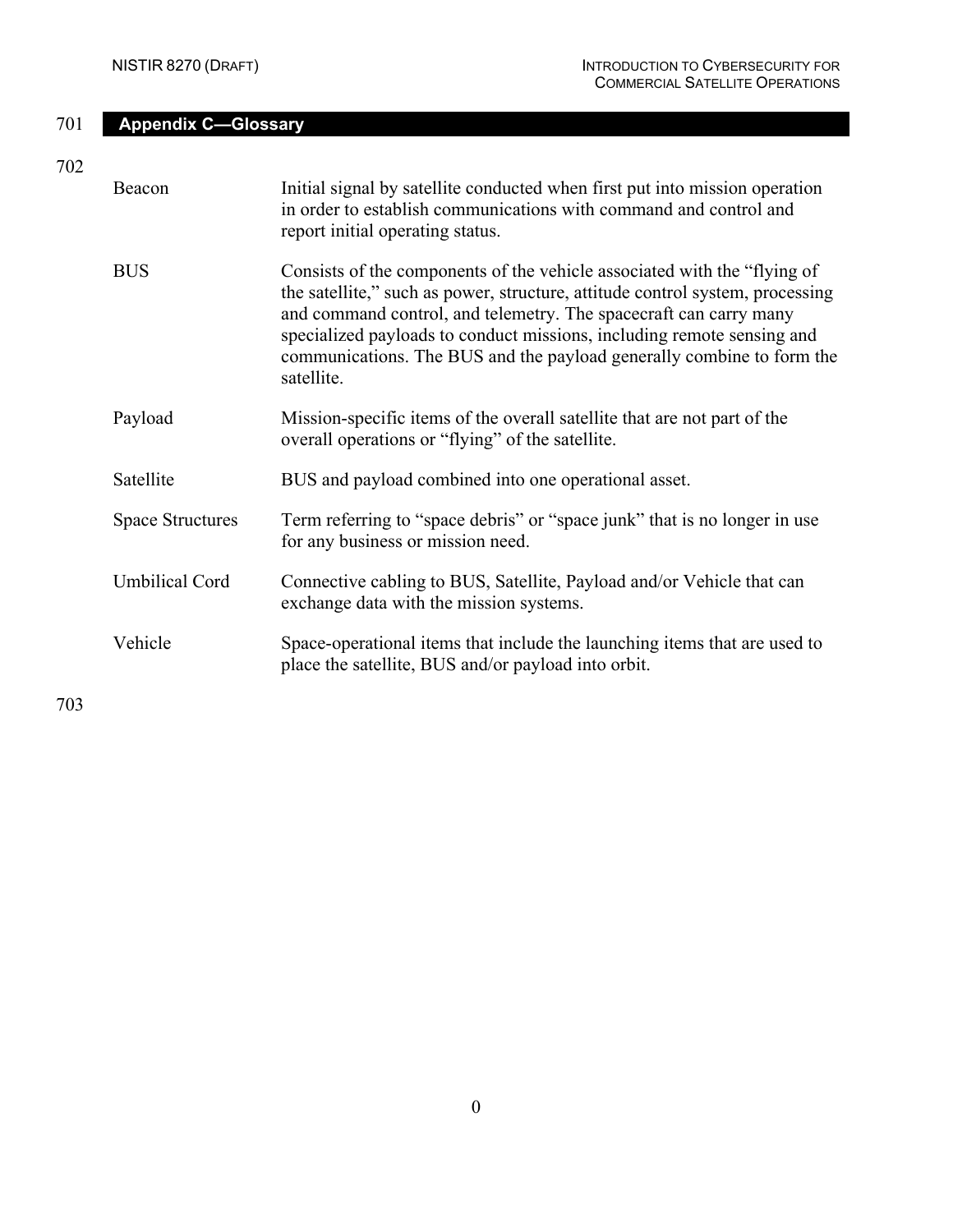# Appendix C—Glossary

| | |
|---|---|
| Beacon | Initial signal by satellite conducted when first put into mission operation in order to establish communications with command and control and report initial operating status. |
| BUS | Consists of the components of the vehicle associated with the "flying of the satellite," such as power, structure, attitude control system, processing and command control, and telemetry. The spacecraft can carry many specialized payloads to conduct missions, including remote sensing and communications. The BUS and the payload generally combine to form the satellite. |
| Payload | Mission-specific items of the overall satellite that are not part of the overall operations or "flying" of the satellite. |
| Satellite | BUS and payload combined into one operational asset. |
| Space Structures | Term referring to "space debris" or "space junk" that is no longer in use for any business or mission need. |
| Umbilical Cord | Connective cabling to BUS, Satellite, Payload and/or Vehicle that can exchange data with the mission systems. |
| Vehicle | Space-operational items that include the launching items that are used to place the satellite, BUS and/or payload into orbit. |